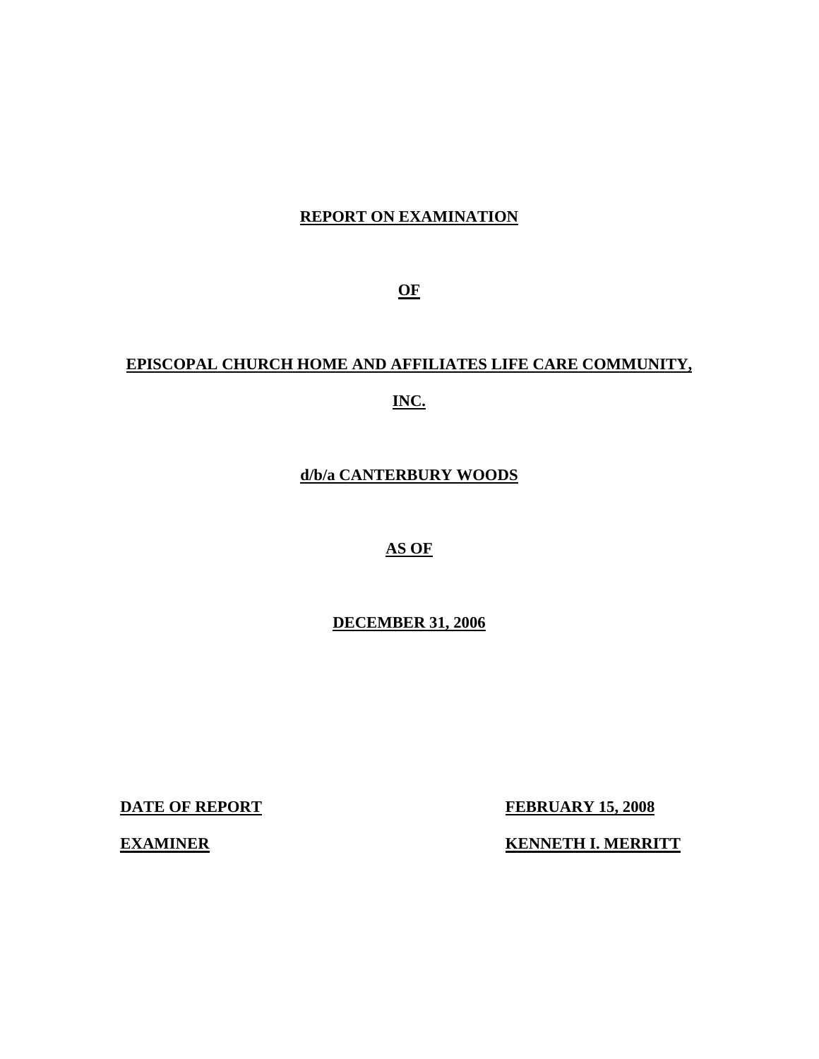**REPORT ON EXAMINATION**

**OF**

**EPISCOPAL CHURCH HOME AND AFFILIATES LIFE CARE COMMUNITY, INC.**

**d/b/a CANTERBURY WOODS**

**AS OF**

**DECEMBER 31, 2006**

**DATE OF REPORT** **FEBRUARY 15, 2008**

**EXAMINER** **KENNETH I. MERRITT**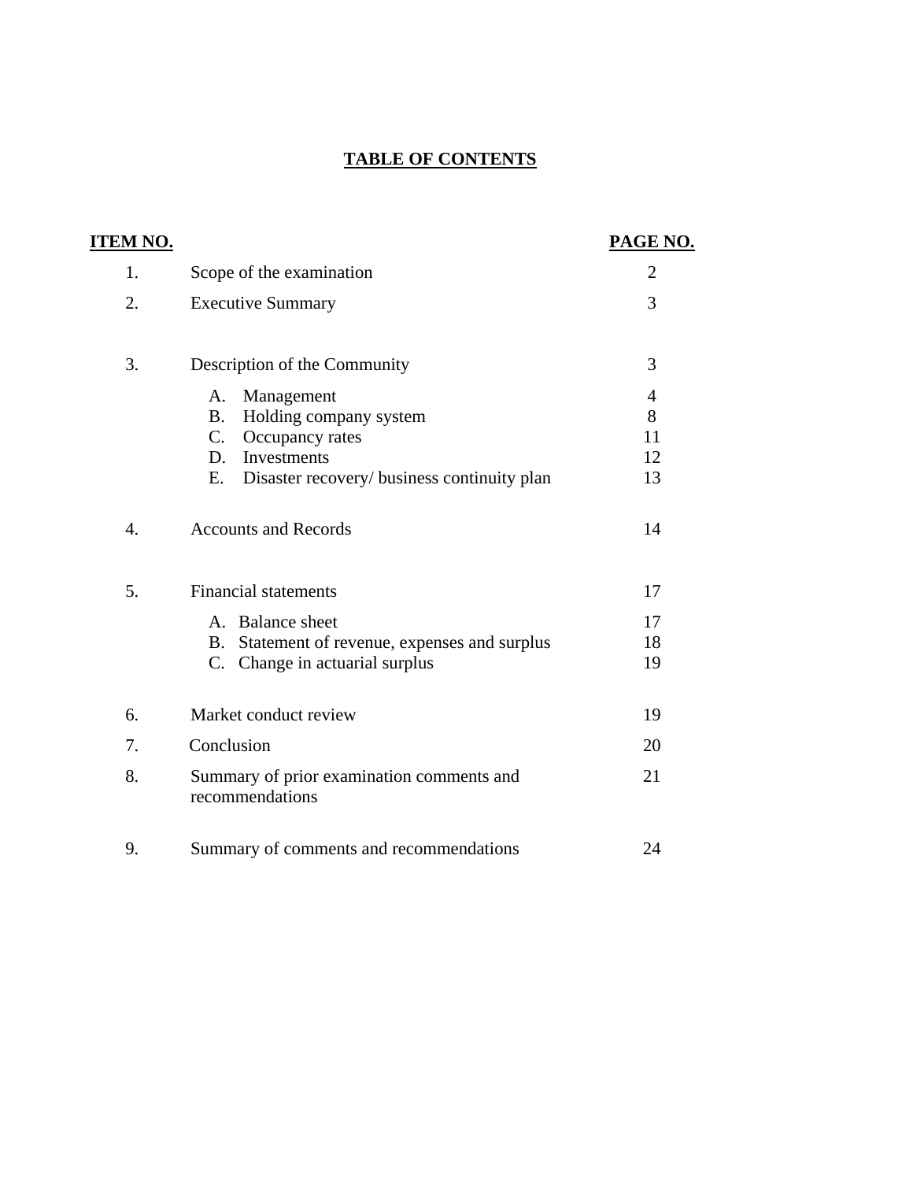# TABLE OF CONTENTS

| ITEM NO. | | PAGE NO. |
|---|---|---|
| 1. | Scope of the examination | 2 |
| 2. | Executive Summary | 3 |
| 3. | Description of the Community | 3 |
| | A. Management | 4 |
| | B. Holding company system | 8 |
| | C. Occupancy rates | 11 |
| | D. Investments | 12 |
| | E. Disaster recovery/ business continuity plan | 13 |
| 4. | Accounts and Records | 14 |
| 5. | Financial statements | 17 |
| | A. Balance sheet | 17 |
| | B. Statement of revenue, expenses and surplus | 18 |
| | C. Change in actuarial surplus | 19 |
| 6. | Market conduct review | 19 |
| 7. | Conclusion | 20 |
| 8. | Summary of prior examination comments and recommendations | 21 |
| 9. | Summary of comments and recommendations | 24 |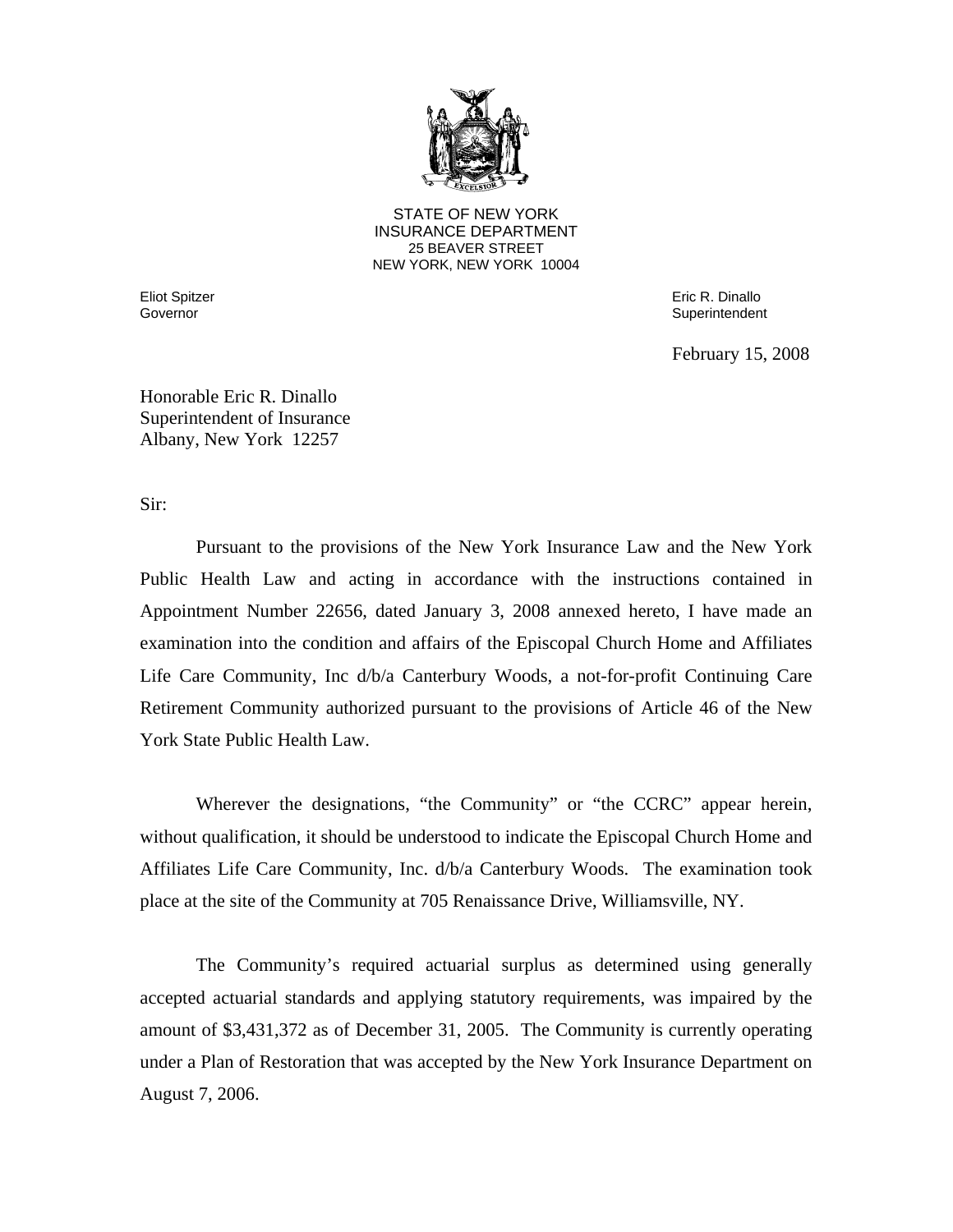STATE OF NEW YORK
INSURANCE DEPARTMENT
25 BEAVER STREET
NEW YORK, NEW YORK 10004

Eliot Spitzer
Governor

Eric R. Dinallo
Superintendent

February 15, 2008

Honorable Eric R. Dinallo
Superintendent of Insurance
Albany, New York 12257

Sir:

Pursuant to the provisions of the New York Insurance Law and the New York Public Health Law and acting in accordance with the instructions contained in Appointment Number 22656, dated January 3, 2008 annexed hereto, I have made an examination into the condition and affairs of the Episcopal Church Home and Affiliates Life Care Community, Inc d/b/a Canterbury Woods, a not-for-profit Continuing Care Retirement Community authorized pursuant to the provisions of Article 46 of the New York State Public Health Law.

Wherever the designations, "the Community" or "the CCRC" appear herein, without qualification, it should be understood to indicate the Episcopal Church Home and Affiliates Life Care Community, Inc. d/b/a Canterbury Woods. The examination took place at the site of the Community at 705 Renaissance Drive, Williamsville, NY.

The Community's required actuarial surplus as determined using generally accepted actuarial standards and applying statutory requirements, was impaired by the amount of $3,431,372 as of December 31, 2005. The Community is currently operating under a Plan of Restoration that was accepted by the New York Insurance Department on August 7, 2006.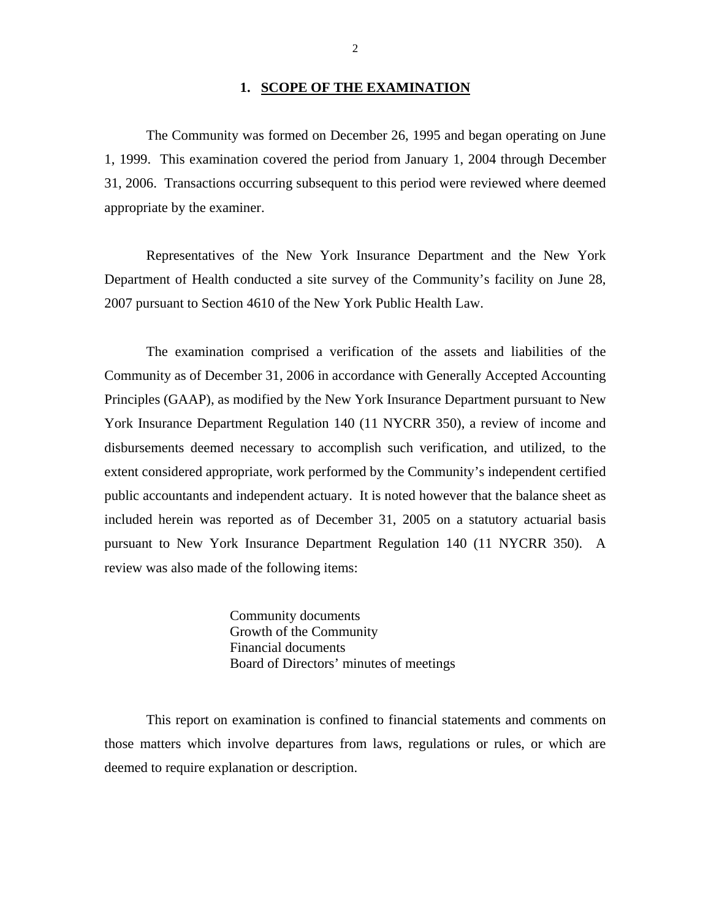## 1. SCOPE OF THE EXAMINATION

The Community was formed on December 26, 1995 and began operating on June 1, 1999. This examination covered the period from January 1, 2004 through December 31, 2006. Transactions occurring subsequent to this period were reviewed where deemed appropriate by the examiner.

Representatives of the New York Insurance Department and the New York Department of Health conducted a site survey of the Community's facility on June 28, 2007 pursuant to Section 4610 of the New York Public Health Law.

The examination comprised a verification of the assets and liabilities of the Community as of December 31, 2006 in accordance with Generally Accepted Accounting Principles (GAAP), as modified by the New York Insurance Department pursuant to New York Insurance Department Regulation 140 (11 NYCRR 350), a review of income and disbursements deemed necessary to accomplish such verification, and utilized, to the extent considered appropriate, work performed by the Community's independent certified public accountants and independent actuary. It is noted however that the balance sheet as included herein was reported as of December 31, 2005 on a statutory actuarial basis pursuant to New York Insurance Department Regulation 140 (11 NYCRR 350). A review was also made of the following items:

Community documents
Growth of the Community
Financial documents
Board of Directors' minutes of meetings

This report on examination is confined to financial statements and comments on those matters which involve departures from laws, regulations or rules, or which are deemed to require explanation or description.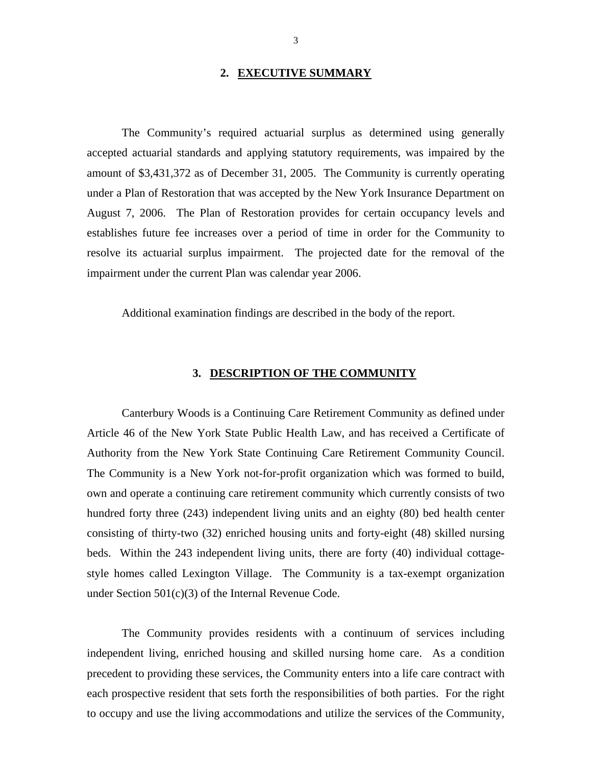## 2. EXECUTIVE SUMMARY

The Community's required actuarial surplus as determined using generally accepted actuarial standards and applying statutory requirements, was impaired by the amount of $3,431,372 as of December 31, 2005. The Community is currently operating under a Plan of Restoration that was accepted by the New York Insurance Department on August 7, 2006. The Plan of Restoration provides for certain occupancy levels and establishes future fee increases over a period of time in order for the Community to resolve its actuarial surplus impairment. The projected date for the removal of the impairment under the current Plan was calendar year 2006.

Additional examination findings are described in the body of the report.

## 3. DESCRIPTION OF THE COMMUNITY

Canterbury Woods is a Continuing Care Retirement Community as defined under Article 46 of the New York State Public Health Law, and has received a Certificate of Authority from the New York State Continuing Care Retirement Community Council. The Community is a New York not-for-profit organization which was formed to build, own and operate a continuing care retirement community which currently consists of two hundred forty three (243) independent living units and an eighty (80) bed health center consisting of thirty-two (32) enriched housing units and forty-eight (48) skilled nursing beds. Within the 243 independent living units, there are forty (40) individual cottage-style homes called Lexington Village. The Community is a tax-exempt organization under Section 501(c)(3) of the Internal Revenue Code.

The Community provides residents with a continuum of services including independent living, enriched housing and skilled nursing home care. As a condition precedent to providing these services, the Community enters into a life care contract with each prospective resident that sets forth the responsibilities of both parties. For the right to occupy and use the living accommodations and utilize the services of the Community,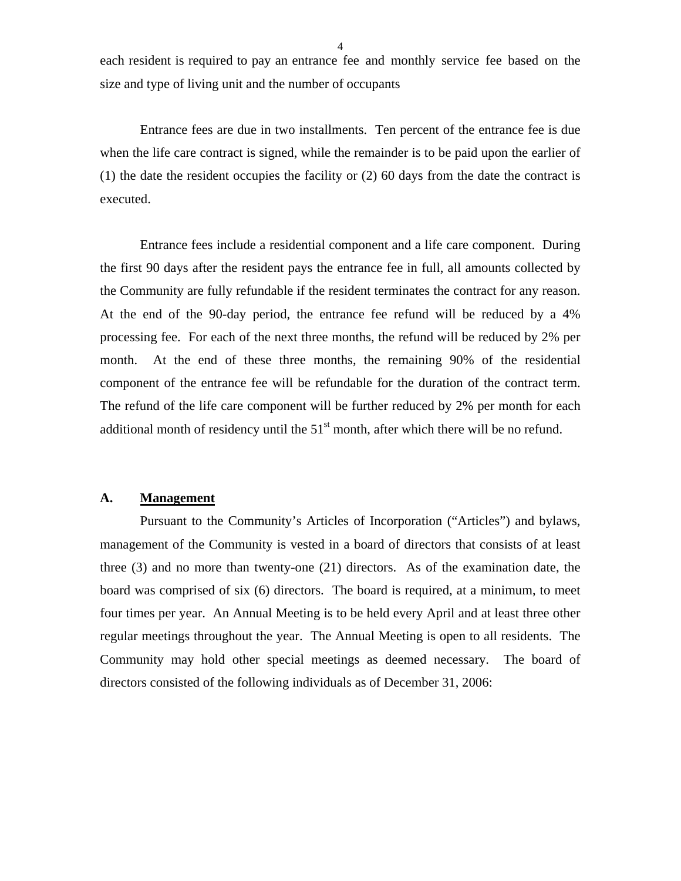each resident is required to pay an entrance fee and monthly service fee based on the size and type of living unit and the number of occupants

Entrance fees are due in two installments. Ten percent of the entrance fee is due when the life care contract is signed, while the remainder is to be paid upon the earlier of (1) the date the resident occupies the facility or (2) 60 days from the date the contract is executed.

Entrance fees include a residential component and a life care component. During the first 90 days after the resident pays the entrance fee in full, all amounts collected by the Community are fully refundable if the resident terminates the contract for any reason. At the end of the 90-day period, the entrance fee refund will be reduced by a 4% processing fee. For each of the next three months, the refund will be reduced by 2% per month. At the end of these three months, the remaining 90% of the residential component of the entrance fee will be refundable for the duration of the contract term. The refund of the life care component will be further reduced by 2% per month for each additional month of residency until the 51st month, after which there will be no refund.

## A. Management

Pursuant to the Community's Articles of Incorporation ("Articles") and bylaws, management of the Community is vested in a board of directors that consists of at least three (3) and no more than twenty-one (21) directors. As of the examination date, the board was comprised of six (6) directors. The board is required, at a minimum, to meet four times per year. An Annual Meeting is to be held every April and at least three other regular meetings throughout the year. The Annual Meeting is open to all residents. The Community may hold other special meetings as deemed necessary. The board of directors consisted of the following individuals as of December 31, 2006: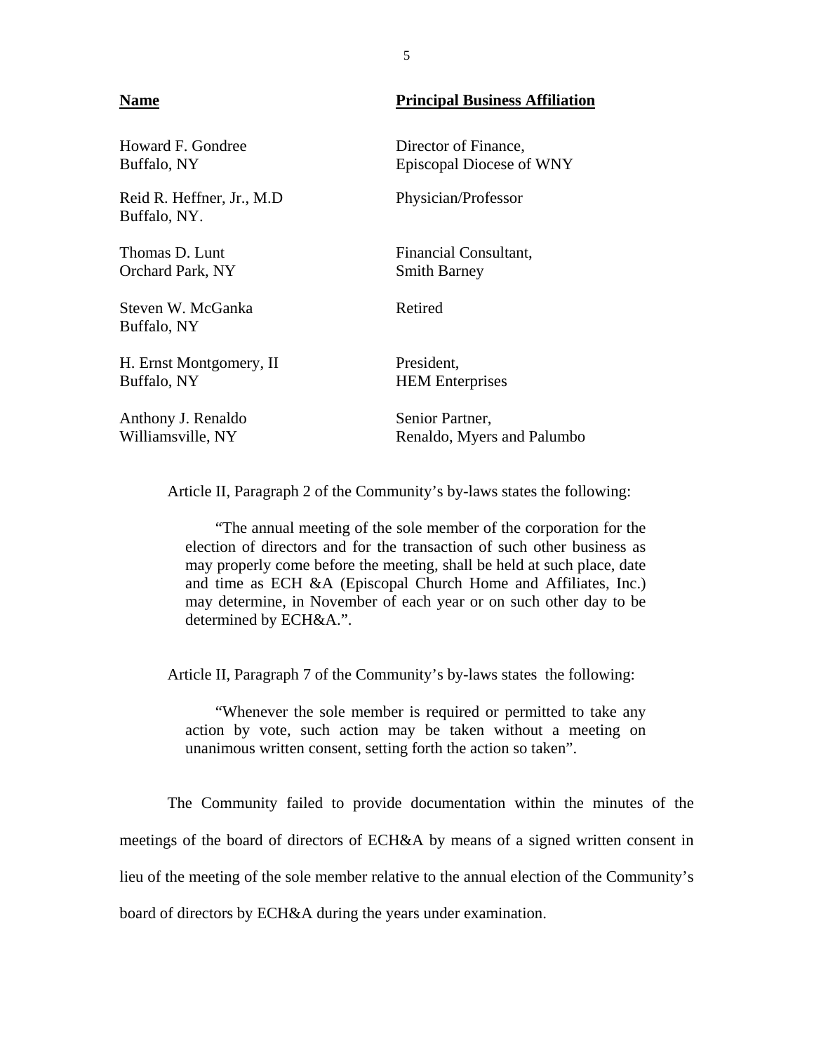| Name | Principal Business Affiliation |
| --- | --- |
| Howard F. Gondree<br>Buffalo, NY | Director of Finance,<br>Episcopal Diocese of WNY |
| Reid R. Heffner, Jr., M.D<br>Buffalo, NY. | Physician/Professor |
| Thomas D. Lunt<br>Orchard Park, NY | Financial Consultant,<br>Smith Barney |
| Steven W. McGanka<br>Buffalo, NY | Retired |
| H. Ernst Montgomery, II<br>Buffalo, NY | President,<br>HEM Enterprises |
| Anthony J. Renaldo<br>Williamsville, NY | Senior Partner,<br>Renaldo, Myers and Palumbo |

Article II, Paragraph 2 of the Community's by-laws states the following:

> "The annual meeting of the sole member of the corporation for the election of directors and for the transaction of such other business as may properly come before the meeting, shall be held at such place, date and time as ECH &A (Episcopal Church Home and Affiliates, Inc.) may determine, in November of each year or on such other day to be determined by ECH&A.".

Article II, Paragraph 7 of the Community's by-laws states the following:

> "Whenever the sole member is required or permitted to take any action by vote, such action may be taken without a meeting on unanimous written consent, setting forth the action so taken".

The Community failed to provide documentation within the minutes of the meetings of the board of directors of ECH&A by means of a signed written consent in lieu of the meeting of the sole member relative to the annual election of the Community's board of directors by ECH&A during the years under examination.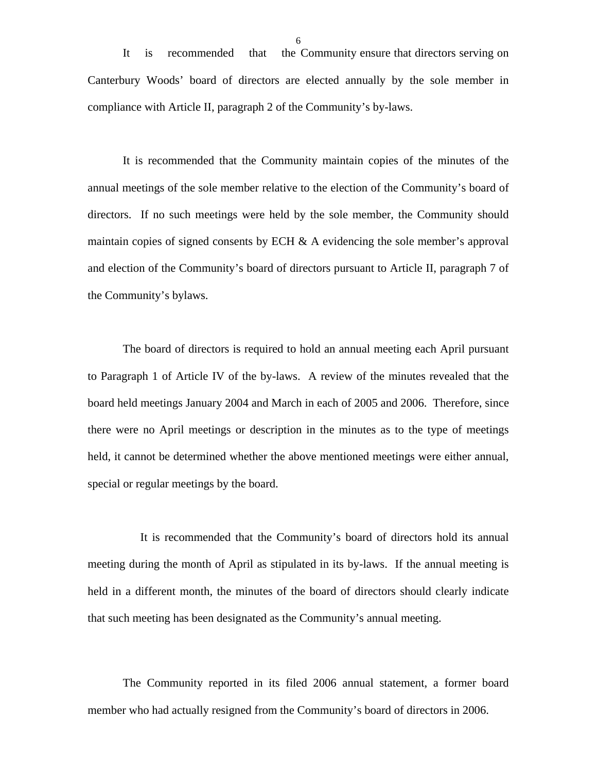It is recommended that the Community ensure that directors serving on Canterbury Woods' board of directors are elected annually by the sole member in compliance with Article II, paragraph 2 of the Community's by-laws.

It is recommended that the Community maintain copies of the minutes of the annual meetings of the sole member relative to the election of the Community's board of directors. If no such meetings were held by the sole member, the Community should maintain copies of signed consents by ECH & A evidencing the sole member's approval and election of the Community's board of directors pursuant to Article II, paragraph 7 of the Community's bylaws.

The board of directors is required to hold an annual meeting each April pursuant to Paragraph 1 of Article IV of the by-laws. A review of the minutes revealed that the board held meetings January 2004 and March in each of 2005 and 2006. Therefore, since there were no April meetings or description in the minutes as to the type of meetings held, it cannot be determined whether the above mentioned meetings were either annual, special or regular meetings by the board.

It is recommended that the Community's board of directors hold its annual meeting during the month of April as stipulated in its by-laws. If the annual meeting is held in a different month, the minutes of the board of directors should clearly indicate that such meeting has been designated as the Community's annual meeting.

The Community reported in its filed 2006 annual statement, a former board member who had actually resigned from the Community's board of directors in 2006.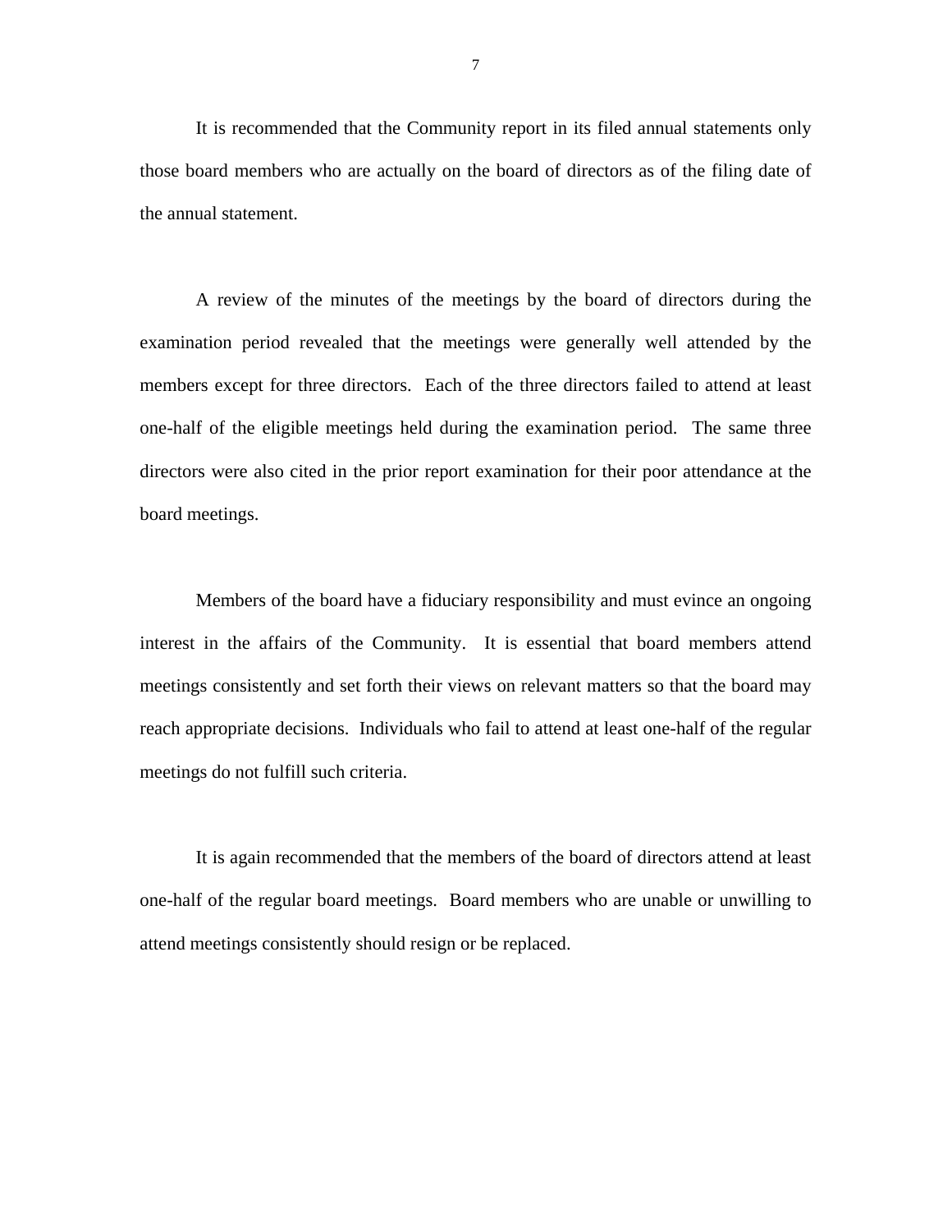It is recommended that the Community report in its filed annual statements only those board members who are actually on the board of directors as of the filing date of the annual statement.

A review of the minutes of the meetings by the board of directors during the examination period revealed that the meetings were generally well attended by the members except for three directors. Each of the three directors failed to attend at least one-half of the eligible meetings held during the examination period. The same three directors were also cited in the prior report examination for their poor attendance at the board meetings.

Members of the board have a fiduciary responsibility and must evince an ongoing interest in the affairs of the Community. It is essential that board members attend meetings consistently and set forth their views on relevant matters so that the board may reach appropriate decisions. Individuals who fail to attend at least one-half of the regular meetings do not fulfill such criteria.

It is again recommended that the members of the board of directors attend at least one-half of the regular board meetings. Board members who are unable or unwilling to attend meetings consistently should resign or be replaced.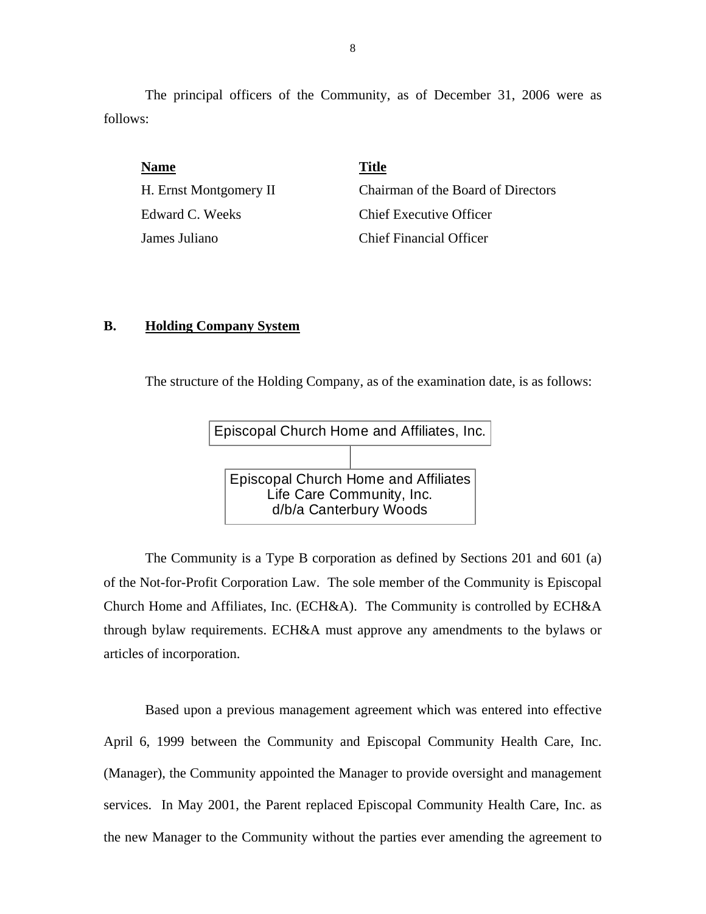The principal officers of the Community, as of December 31, 2006 were as follows:

| **Name** | **Title** |
|---|---|
| H. Ernst Montgomery II | Chairman of the Board of Directors |
| Edward C. Weeks | Chief Executive Officer |
| James Juliano | Chief Financial Officer |

## B. Holding Company System

The structure of the Holding Company, as of the examination date, is as follows:

Episcopal Church Home and Affiliates, Inc.

Episcopal Church Home and Affiliates Life Care Community, Inc. d/b/a Canterbury Woods

The Community is a Type B corporation as defined by Sections 201 and 601 (a) of the Not-for-Profit Corporation Law. The sole member of the Community is Episcopal Church Home and Affiliates, Inc. (ECH&A). The Community is controlled by ECH&A through bylaw requirements. ECH&A must approve any amendments to the bylaws or articles of incorporation.

Based upon a previous management agreement which was entered into effective April 6, 1999 between the Community and Episcopal Community Health Care, Inc. (Manager), the Community appointed the Manager to provide oversight and management services. In May 2001, the Parent replaced Episcopal Community Health Care, Inc. as the new Manager to the Community without the parties ever amending the agreement to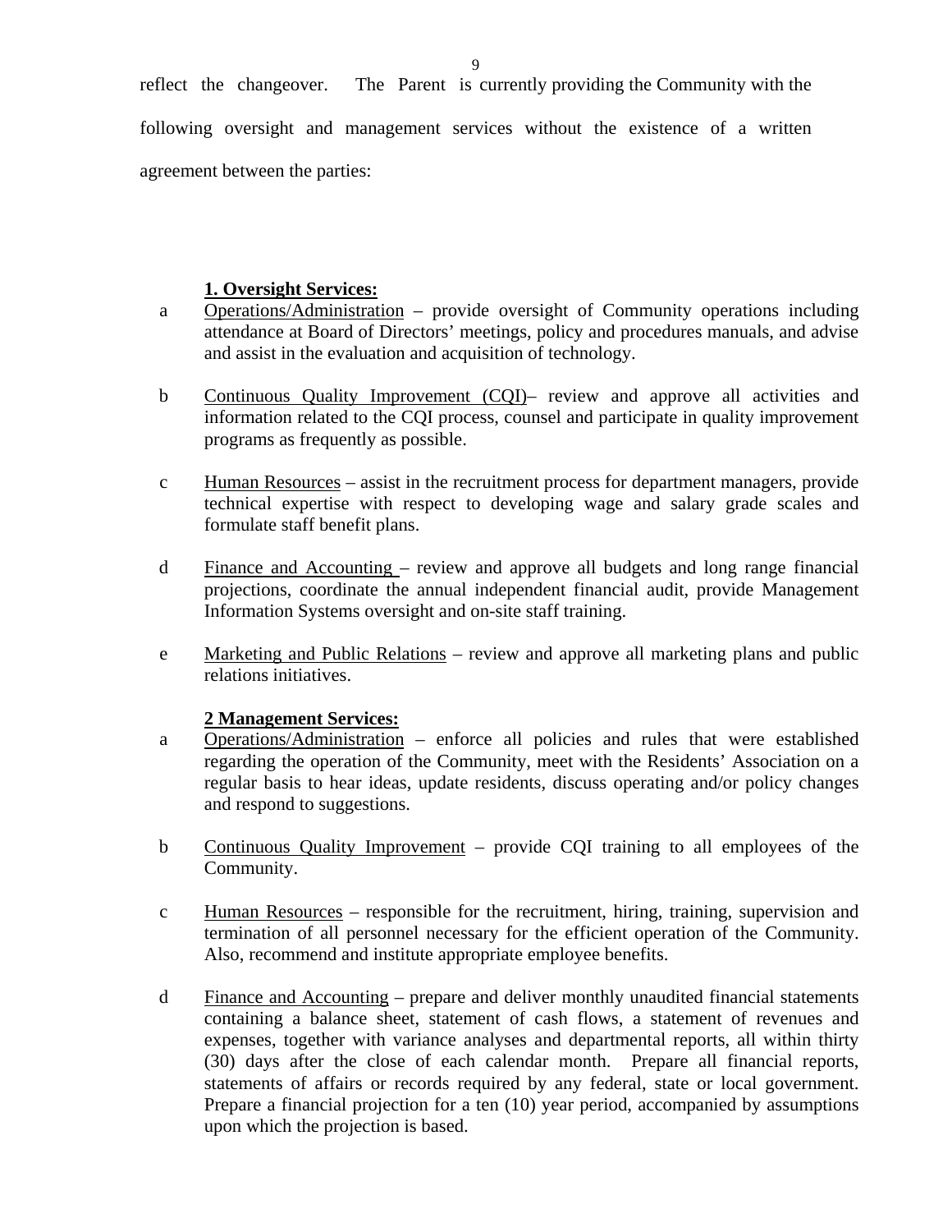reflect the changeover. The Parent is currently providing the Community with the following oversight and management services without the existence of a written agreement between the parties:

**1. Oversight Services:**

a <u>Operations/Administration</u> – provide oversight of Community operations including attendance at Board of Directors' meetings, policy and procedures manuals, and advise and assist in the evaluation and acquisition of technology.

b <u>Continuous Quality Improvement (CQI)</u>– review and approve all activities and information related to the CQI process, counsel and participate in quality improvement programs as frequently as possible.

c <u>Human Resources</u> – assist in the recruitment process for department managers, provide technical expertise with respect to developing wage and salary grade scales and formulate staff benefit plans.

d <u>Finance and Accounting</u> – review and approve all budgets and long range financial projections, coordinate the annual independent financial audit, provide Management Information Systems oversight and on-site staff training.

e <u>Marketing and Public Relations</u> – review and approve all marketing plans and public relations initiatives.

**2 Management Services:**

a <u>Operations/Administration</u> – enforce all policies and rules that were established regarding the operation of the Community, meet with the Residents' Association on a regular basis to hear ideas, update residents, discuss operating and/or policy changes and respond to suggestions.

b <u>Continuous Quality Improvement</u> – provide CQI training to all employees of the Community.

c <u>Human Resources</u> – responsible for the recruitment, hiring, training, supervision and termination of all personnel necessary for the efficient operation of the Community. Also, recommend and institute appropriate employee benefits.

d <u>Finance and Accounting</u> – prepare and deliver monthly unaudited financial statements containing a balance sheet, statement of cash flows, a statement of revenues and expenses, together with variance analyses and departmental reports, all within thirty (30) days after the close of each calendar month. Prepare all financial reports, statements of affairs or records required by any federal, state or local government. Prepare a financial projection for a ten (10) year period, accompanied by assumptions upon which the projection is based.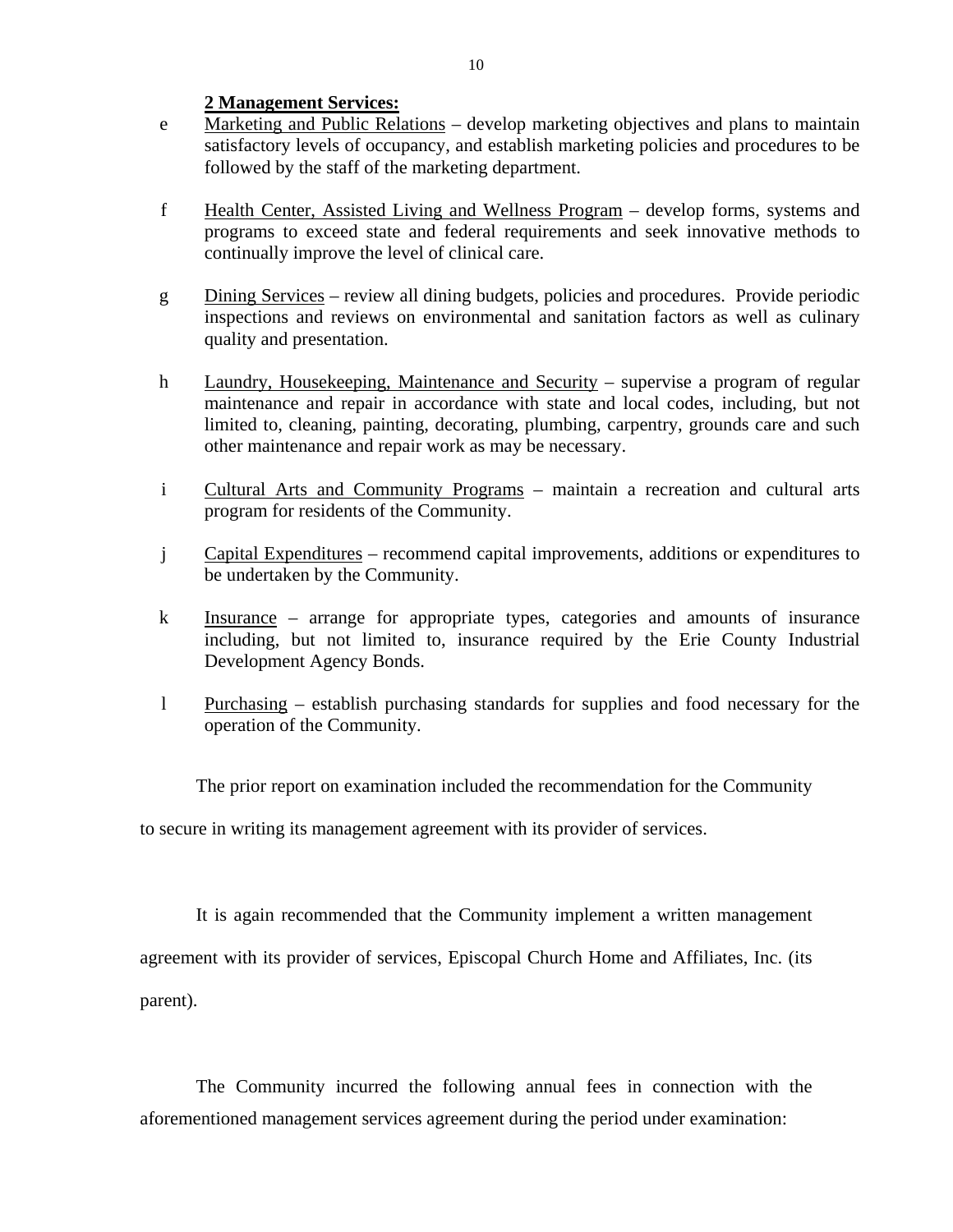**2 Management Services:**

e Marketing and Public Relations – develop marketing objectives and plans to maintain satisfactory levels of occupancy, and establish marketing policies and procedures to be followed by the staff of the marketing department.

f Health Center, Assisted Living and Wellness Program – develop forms, systems and programs to exceed state and federal requirements and seek innovative methods to continually improve the level of clinical care.

g Dining Services – review all dining budgets, policies and procedures. Provide periodic inspections and reviews on environmental and sanitation factors as well as culinary quality and presentation.

h Laundry, Housekeeping, Maintenance and Security – supervise a program of regular maintenance and repair in accordance with state and local codes, including, but not limited to, cleaning, painting, decorating, plumbing, carpentry, grounds care and such other maintenance and repair work as may be necessary.

i Cultural Arts and Community Programs – maintain a recreation and cultural arts program for residents of the Community.

j Capital Expenditures – recommend capital improvements, additions or expenditures to be undertaken by the Community.

k Insurance – arrange for appropriate types, categories and amounts of insurance including, but not limited to, insurance required by the Erie County Industrial Development Agency Bonds.

l Purchasing – establish purchasing standards for supplies and food necessary for the operation of the Community.

The prior report on examination included the recommendation for the Community to secure in writing its management agreement with its provider of services.

It is again recommended that the Community implement a written management agreement with its provider of services, Episcopal Church Home and Affiliates, Inc. (its parent).

The Community incurred the following annual fees in connection with the aforementioned management services agreement during the period under examination: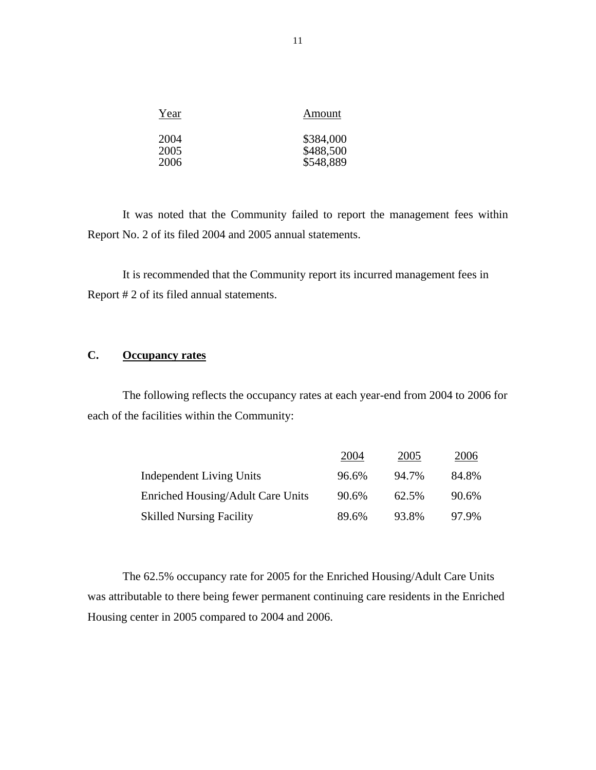| Year | Amount |
|---|---|
| 2004 | $384,000 |
| 2005 | $488,500 |
| 2006 | $548,889 |

It was noted that the Community failed to report the management fees within Report No. 2 of its filed 2004 and 2005 annual statements.

It is recommended that the Community report its incurred management fees in Report # 2 of its filed annual statements.

## C. Occupancy rates

The following reflects the occupancy rates at each year-end from 2004 to 2006 for each of the facilities within the Community:

| | 2004 | 2005 | 2006 |
|---|---|---|---|
| Independent Living Units | 96.6% | 94.7% | 84.8% |
| Enriched Housing/Adult Care Units | 90.6% | 62.5% | 90.6% |
| Skilled Nursing Facility | 89.6% | 93.8% | 97.9% |

The 62.5% occupancy rate for 2005 for the Enriched Housing/Adult Care Units was attributable to there being fewer permanent continuing care residents in the Enriched Housing center in 2005 compared to 2004 and 2006.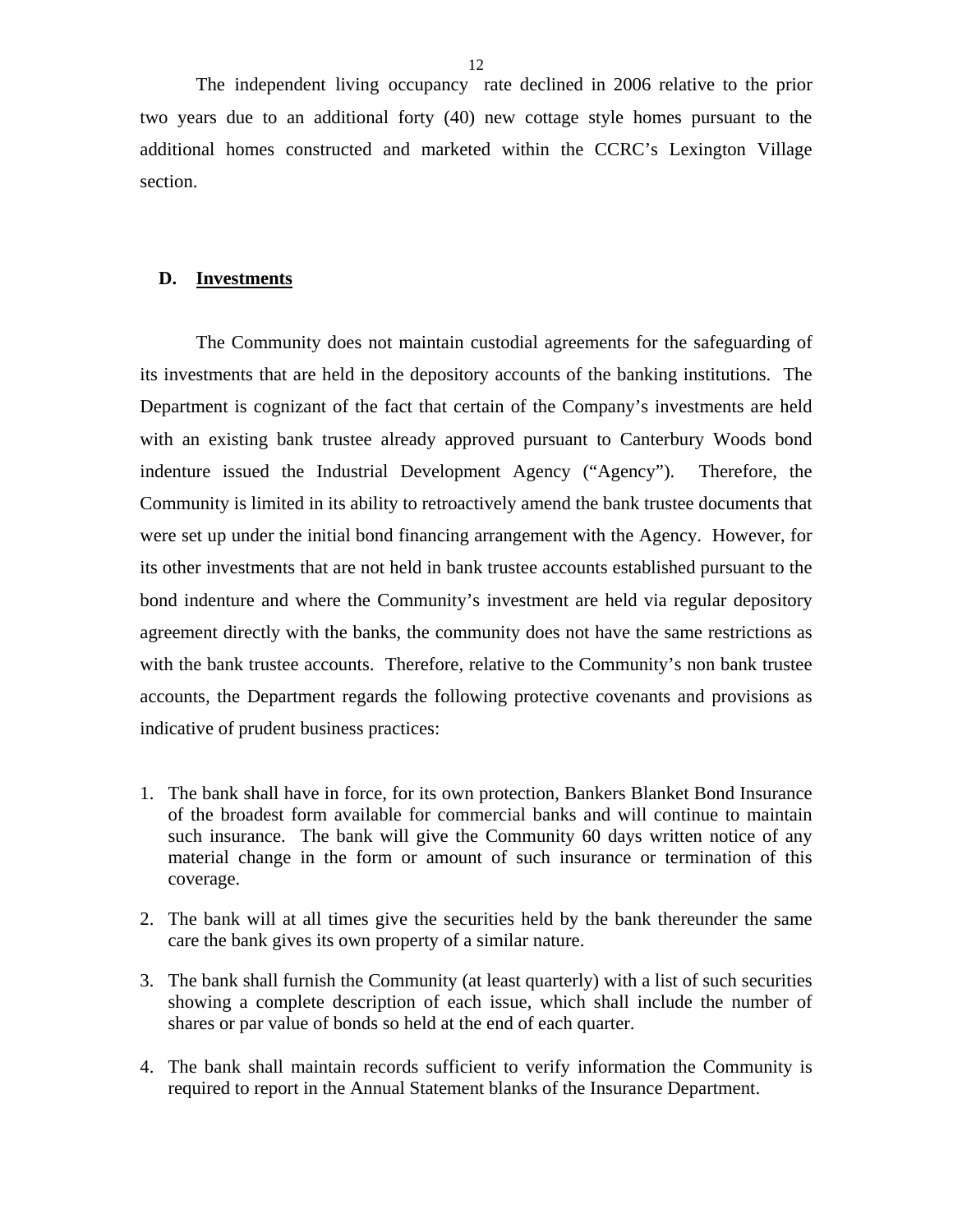The independent living occupancy rate declined in 2006 relative to the prior two years due to an additional forty (40) new cottage style homes pursuant to the additional homes constructed and marketed within the CCRC's Lexington Village section.

## D. Investments

The Community does not maintain custodial agreements for the safeguarding of its investments that are held in the depository accounts of the banking institutions. The Department is cognizant of the fact that certain of the Company's investments are held with an existing bank trustee already approved pursuant to Canterbury Woods bond indenture issued the Industrial Development Agency ("Agency"). Therefore, the Community is limited in its ability to retroactively amend the bank trustee documents that were set up under the initial bond financing arrangement with the Agency. However, for its other investments that are not held in bank trustee accounts established pursuant to the bond indenture and where the Community's investment are held via regular depository agreement directly with the banks, the community does not have the same restrictions as with the bank trustee accounts. Therefore, relative to the Community's non bank trustee accounts, the Department regards the following protective covenants and provisions as indicative of prudent business practices:

1. The bank shall have in force, for its own protection, Bankers Blanket Bond Insurance of the broadest form available for commercial banks and will continue to maintain such insurance. The bank will give the Community 60 days written notice of any material change in the form or amount of such insurance or termination of this coverage.
2. The bank will at all times give the securities held by the bank thereunder the same care the bank gives its own property of a similar nature.
3. The bank shall furnish the Community (at least quarterly) with a list of such securities showing a complete description of each issue, which shall include the number of shares or par value of bonds so held at the end of each quarter.
4. The bank shall maintain records sufficient to verify information the Community is required to report in the Annual Statement blanks of the Insurance Department.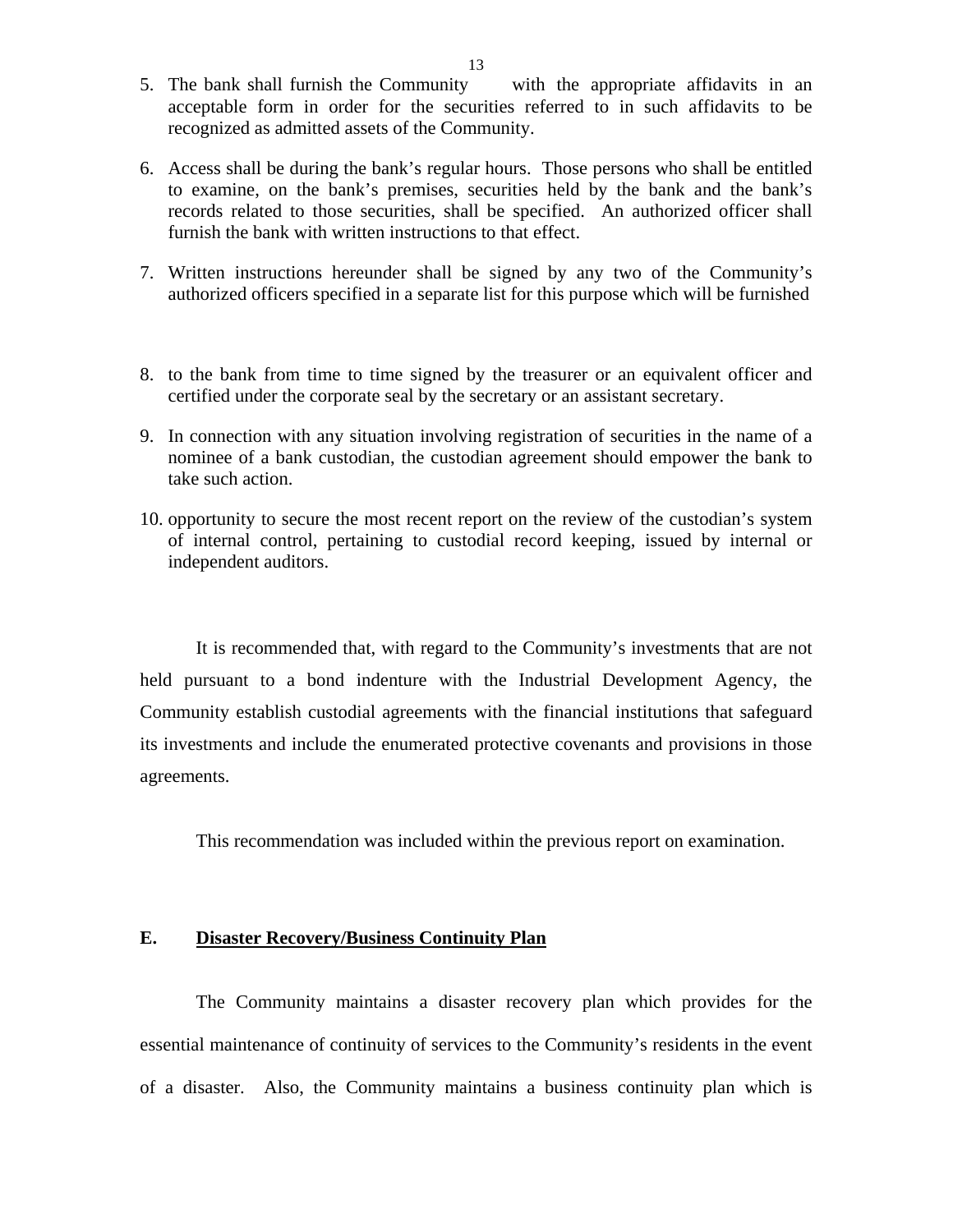5. The bank shall furnish the Community with the appropriate affidavits in an acceptable form in order for the securities referred to in such affidavits to be recognized as admitted assets of the Community.

6. Access shall be during the bank's regular hours. Those persons who shall be entitled to examine, on the bank's premises, securities held by the bank and the bank's records related to those securities, shall be specified. An authorized officer shall furnish the bank with written instructions to that effect.

7. Written instructions hereunder shall be signed by any two of the Community's authorized officers specified in a separate list for this purpose which will be furnished

8. to the bank from time to time signed by the treasurer or an equivalent officer and certified under the corporate seal by the secretary or an assistant secretary.

9. In connection with any situation involving registration of securities in the name of a nominee of a bank custodian, the custodian agreement should empower the bank to take such action.

10. opportunity to secure the most recent report on the review of the custodian's system of internal control, pertaining to custodial record keeping, issued by internal or independent auditors.

It is recommended that, with regard to the Community's investments that are not held pursuant to a bond indenture with the Industrial Development Agency, the Community establish custodial agreements with the financial institutions that safeguard its investments and include the enumerated protective covenants and provisions in those agreements.

This recommendation was included within the previous report on examination.

## E. <u>Disaster Recovery/Business Continuity Plan</u>

The Community maintains a disaster recovery plan which provides for the essential maintenance of continuity of services to the Community's residents in the event of a disaster. Also, the Community maintains a business continuity plan which is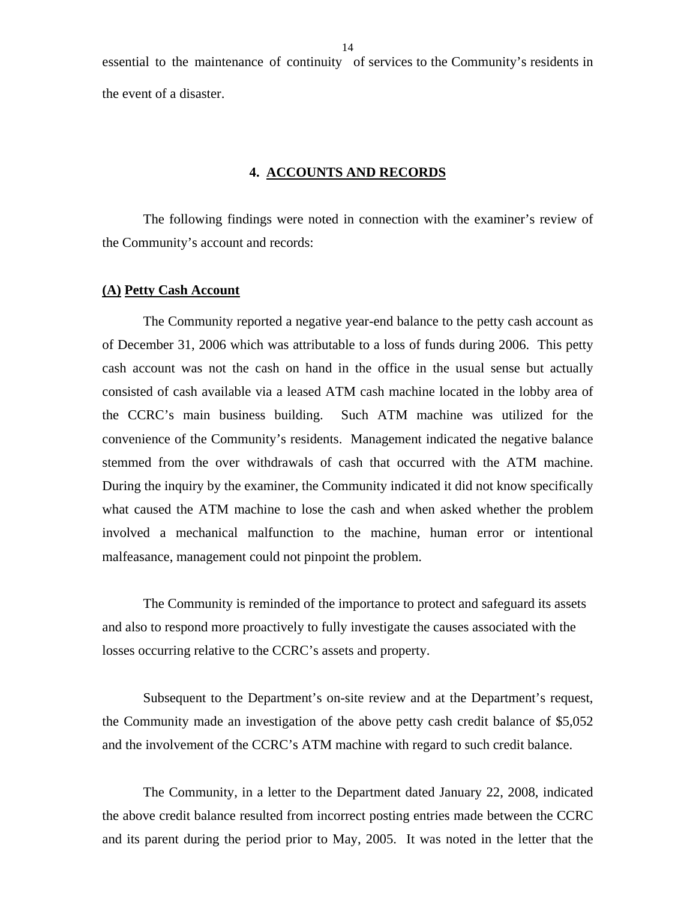essential to the maintenance of continuity of services to the Community's residents in the event of a disaster.

## 4. ACCOUNTS AND RECORDS

The following findings were noted in connection with the examiner's review of the Community's account and records:

### (A) Petty Cash Account

The Community reported a negative year-end balance to the petty cash account as of December 31, 2006 which was attributable to a loss of funds during 2006. This petty cash account was not the cash on hand in the office in the usual sense but actually consisted of cash available via a leased ATM cash machine located in the lobby area of the CCRC's main business building. Such ATM machine was utilized for the convenience of the Community's residents. Management indicated the negative balance stemmed from the over withdrawals of cash that occurred with the ATM machine. During the inquiry by the examiner, the Community indicated it did not know specifically what caused the ATM machine to lose the cash and when asked whether the problem involved a mechanical malfunction to the machine, human error or intentional malfeasance, management could not pinpoint the problem.

The Community is reminded of the importance to protect and safeguard its assets and also to respond more proactively to fully investigate the causes associated with the losses occurring relative to the CCRC's assets and property.

Subsequent to the Department's on-site review and at the Department's request, the Community made an investigation of the above petty cash credit balance of $5,052 and the involvement of the CCRC's ATM machine with regard to such credit balance.

The Community, in a letter to the Department dated January 22, 2008, indicated the above credit balance resulted from incorrect posting entries made between the CCRC and its parent during the period prior to May, 2005. It was noted in the letter that the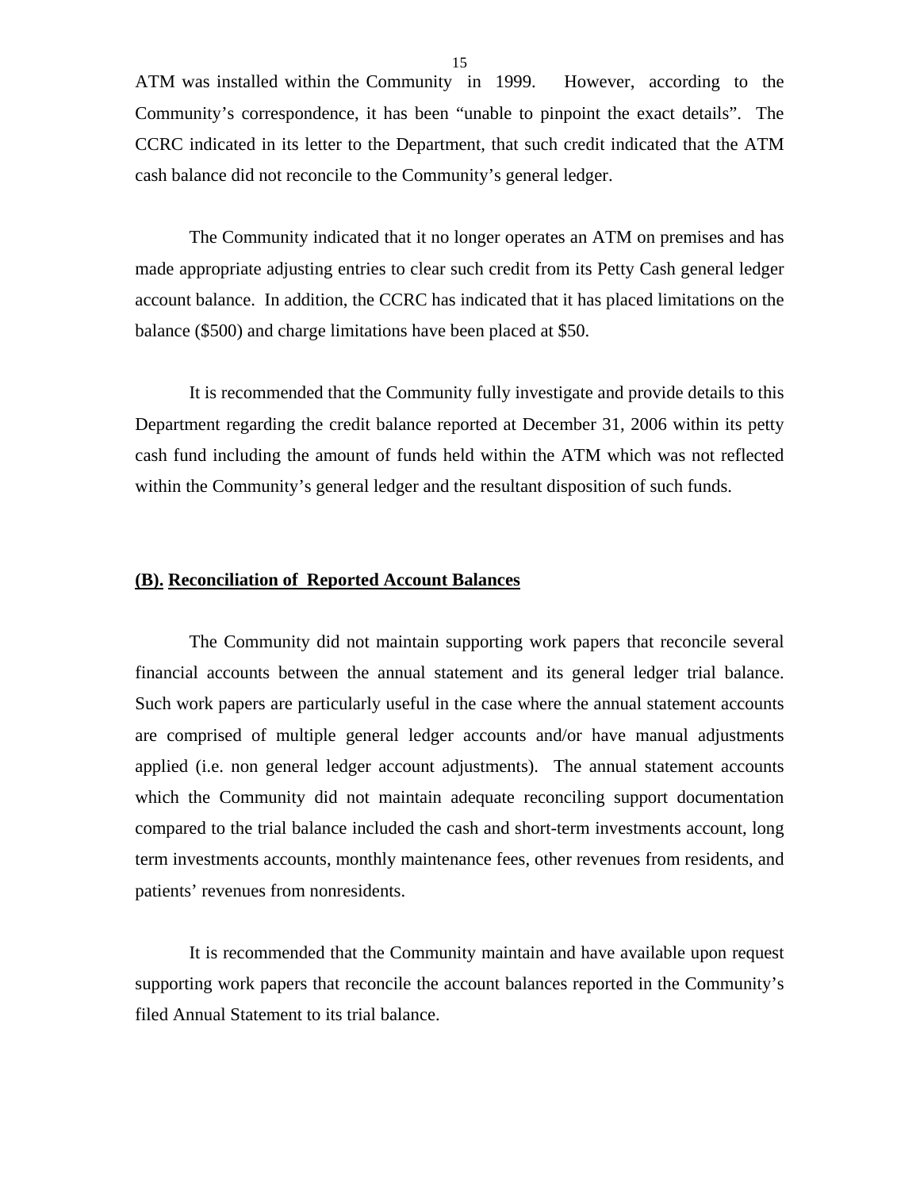ATM was installed within the Community in 1999. However, according to the Community's correspondence, it has been "unable to pinpoint the exact details". The CCRC indicated in its letter to the Department, that such credit indicated that the ATM cash balance did not reconcile to the Community's general ledger.

The Community indicated that it no longer operates an ATM on premises and has made appropriate adjusting entries to clear such credit from its Petty Cash general ledger account balance. In addition, the CCRC has indicated that it has placed limitations on the balance ($500) and charge limitations have been placed at $50.

It is recommended that the Community fully investigate and provide details to this Department regarding the credit balance reported at December 31, 2006 within its petty cash fund including the amount of funds held within the ATM which was not reflected within the Community's general ledger and the resultant disposition of such funds.

## (B). Reconciliation of Reported Account Balances

The Community did not maintain supporting work papers that reconcile several financial accounts between the annual statement and its general ledger trial balance. Such work papers are particularly useful in the case where the annual statement accounts are comprised of multiple general ledger accounts and/or have manual adjustments applied (i.e. non general ledger account adjustments). The annual statement accounts which the Community did not maintain adequate reconciling support documentation compared to the trial balance included the cash and short-term investments account, long term investments accounts, monthly maintenance fees, other revenues from residents, and patients' revenues from nonresidents.

It is recommended that the Community maintain and have available upon request supporting work papers that reconcile the account balances reported in the Community's filed Annual Statement to its trial balance.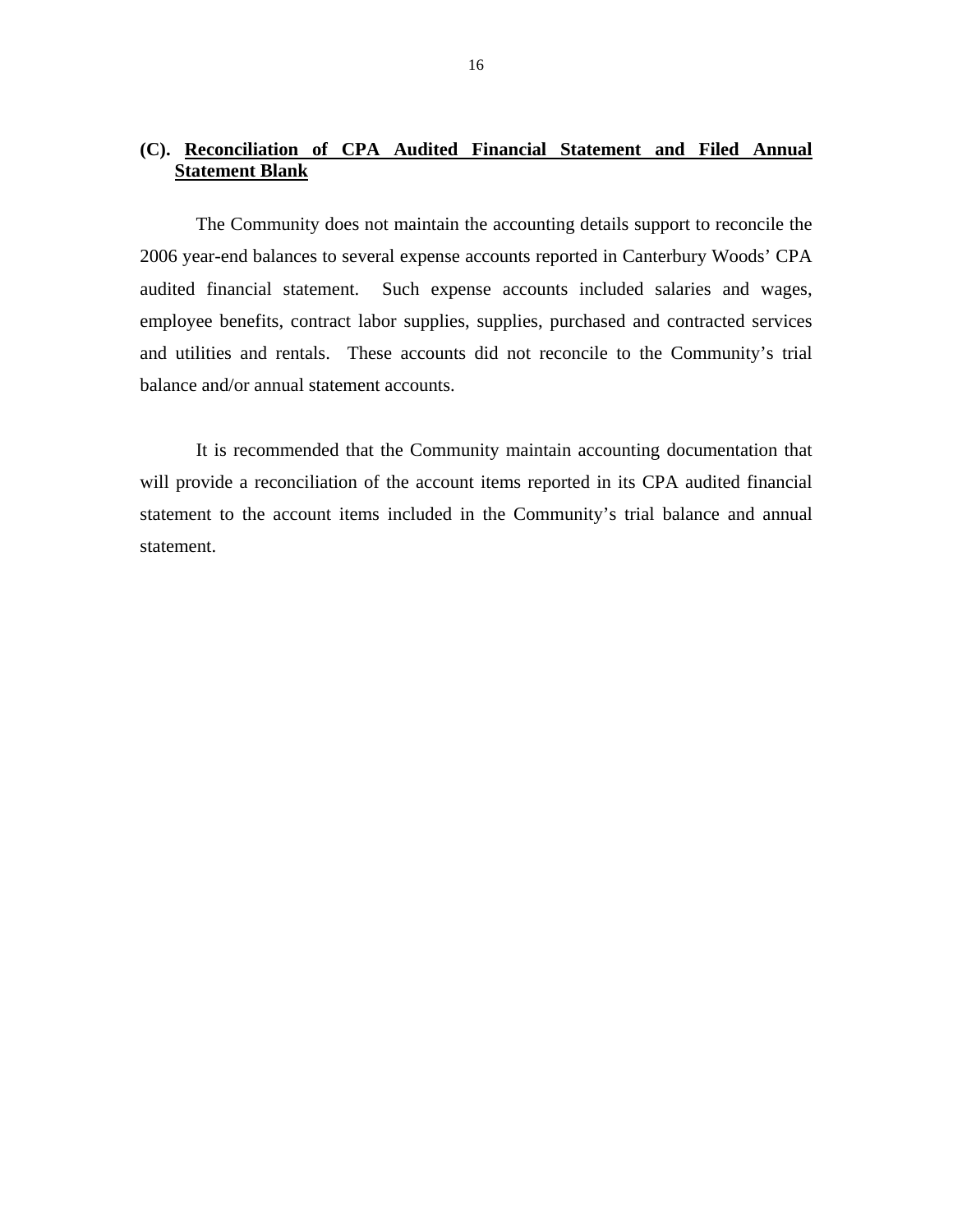## (C). Reconciliation of CPA Audited Financial Statement and Filed Annual Statement Blank

The Community does not maintain the accounting details support to reconcile the 2006 year-end balances to several expense accounts reported in Canterbury Woods' CPA audited financial statement. Such expense accounts included salaries and wages, employee benefits, contract labor supplies, supplies, purchased and contracted services and utilities and rentals. These accounts did not reconcile to the Community's trial balance and/or annual statement accounts.

It is recommended that the Community maintain accounting documentation that will provide a reconciliation of the account items reported in its CPA audited financial statement to the account items included in the Community's trial balance and annual statement.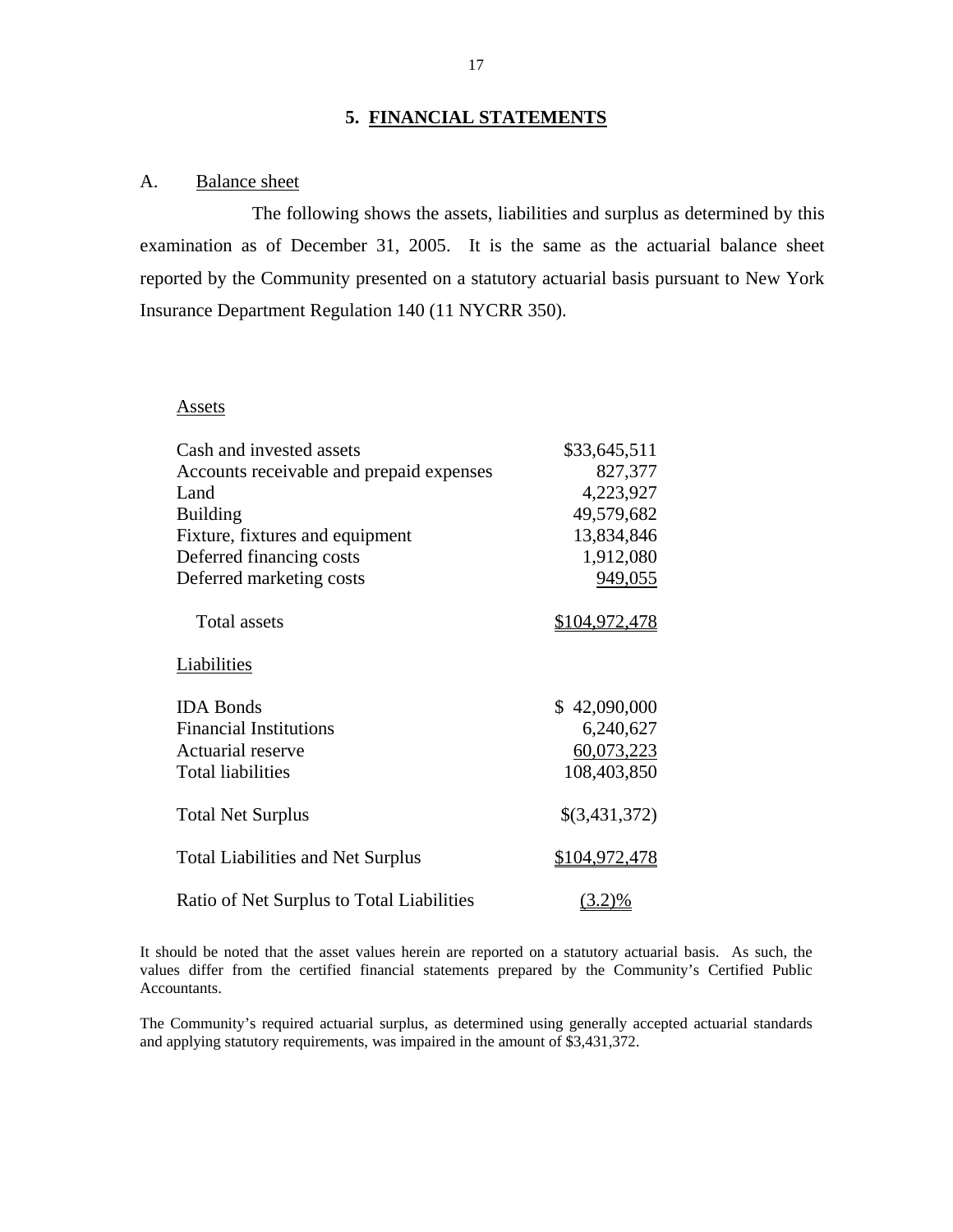## 5. FINANCIAL STATEMENTS

### A. Balance sheet

The following shows the assets, liabilities and surplus as determined by this examination as of December 31, 2005. It is the same as the actuarial balance sheet reported by the Community presented on a statutory actuarial basis pursuant to New York Insurance Department Regulation 140 (11 NYCRR 350).

| | |
|---|---|
| Assets | |
| Cash and invested assets | $33,645,511 |
| Accounts receivable and prepaid expenses | 827,377 |
| Land | 4,223,927 |
| Building | 49,579,682 |
| Fixture, fixtures and equipment | 13,834,846 |
| Deferred financing costs | 1,912,080 |
| Deferred marketing costs | 949,055 |
| Total assets | $104,972,478 |
| Liabilities | |
| IDA Bonds | $ 42,090,000 |
| Financial Institutions | 6,240,627 |
| Actuarial reserve | 60,073,223 |
| Total liabilities | 108,403,850 |
| Total Net Surplus | $(3,431,372) |
| Total Liabilities and Net Surplus | $104,972,478 |
| Ratio of Net Surplus to Total Liabilities | (3.2)% |

It should be noted that the asset values herein are reported on a statutory actuarial basis. As such, the values differ from the certified financial statements prepared by the Community's Certified Public Accountants.

The Community's required actuarial surplus, as determined using generally accepted actuarial standards and applying statutory requirements, was impaired in the amount of $3,431,372.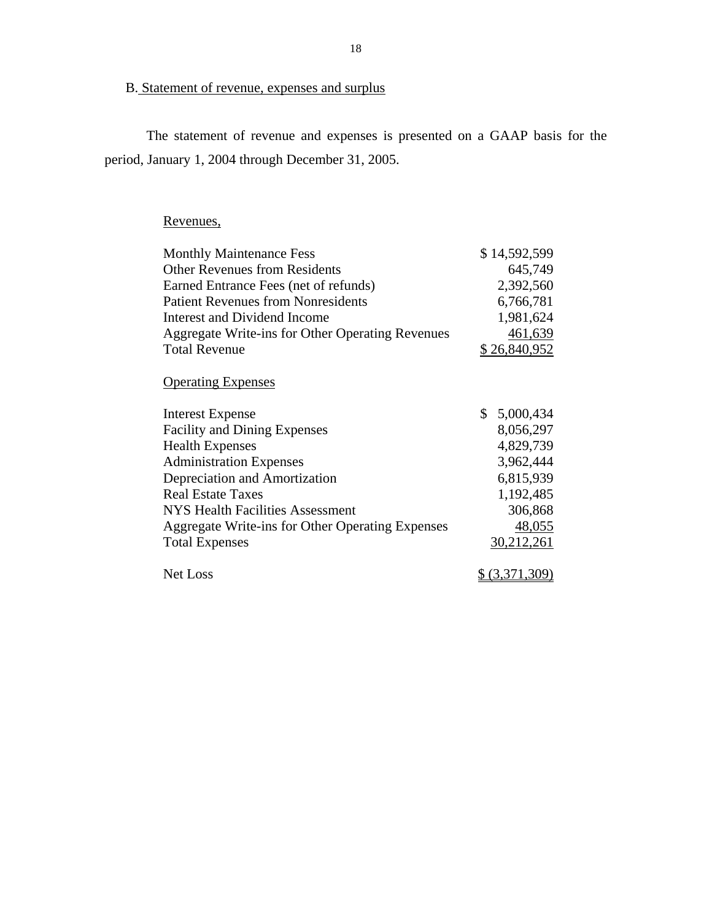## B. Statement of revenue, expenses and surplus

The statement of revenue and expenses is presented on a GAAP basis for the period, January 1, 2004 through December 31, 2005.

| Revenues, | |
|---|---|
| Monthly Maintenance Fess | $ 14,592,599 |
| Other Revenues from Residents | 645,749 |
| Earned Entrance Fees (net of refunds) | 2,392,560 |
| Patient Revenues from Nonresidents | 6,766,781 |
| Interest and Dividend Income | 1,981,624 |
| Aggregate Write-ins for Other Operating Revenues | 461,639 |
| Total Revenue | $ 26,840,952 |
| **Operating Expenses** | |
| Interest Expense | $ 5,000,434 |
| Facility and Dining Expenses | 8,056,297 |
| Health Expenses | 4,829,739 |
| Administration Expenses | 3,962,444 |
| Depreciation and Amortization | 6,815,939 |
| Real Estate Taxes | 1,192,485 |
| NYS Health Facilities Assessment | 306,868 |
| Aggregate Write-ins for Other Operating Expenses | 48,055 |
| Total Expenses | 30,212,261 |
| Net Loss | $ (3,371,309) |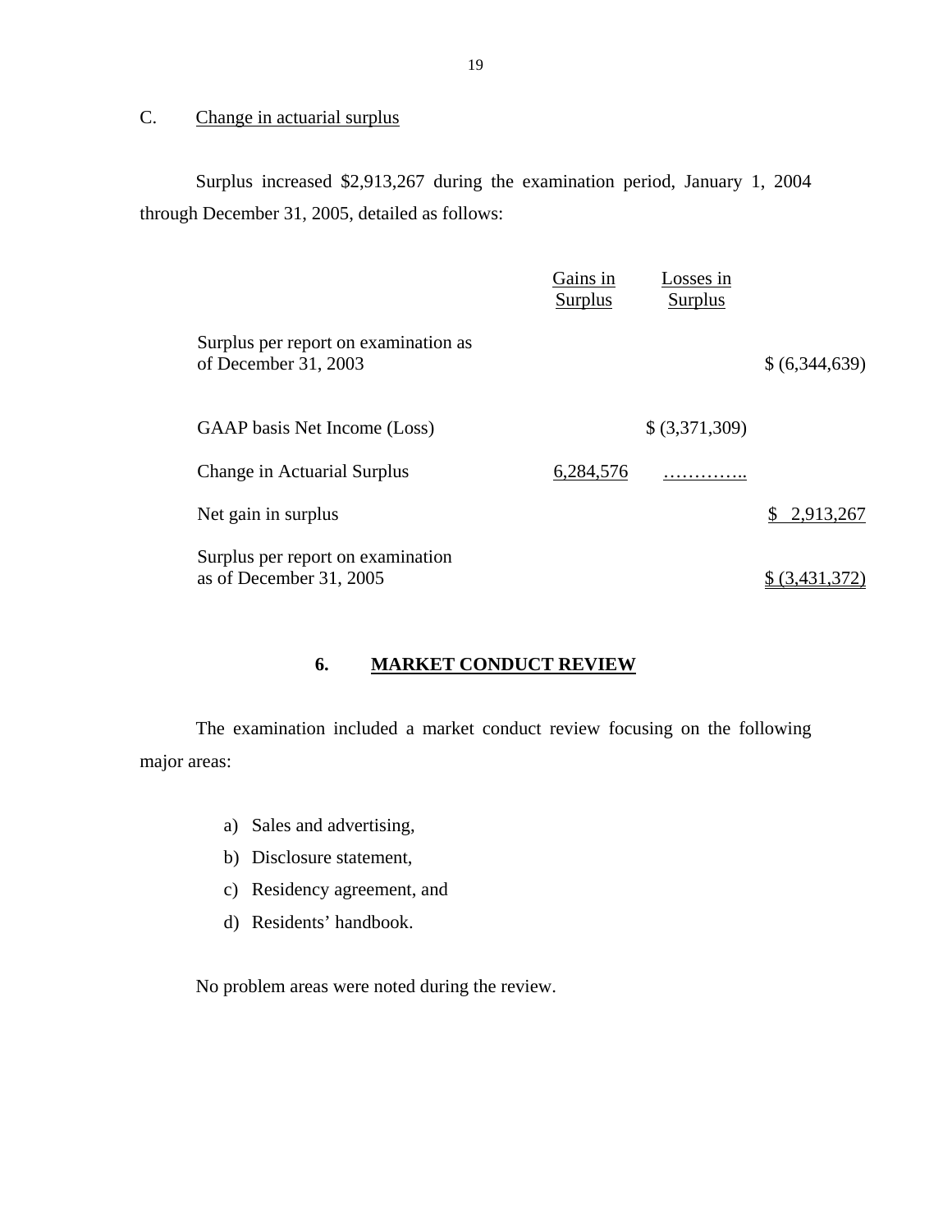C. Change in actuarial surplus

Surplus increased $2,913,267 during the examination period, January 1, 2004 through December 31, 2005, detailed as follows:

| | Gains in Surplus | Losses in Surplus | |
|---|---|---|---|
| Surplus per report on examination as of December 31, 2003 | | | $ (6,344,639) |
| GAAP basis Net Income (Loss) | | $ (3,371,309) | |
| Change in Actuarial Surplus | 6,284,576 | ………….. | |
| Net gain in surplus | | | $ 2,913,267 |
| Surplus per report on examination as of December 31, 2005 | | | $ (3,431,372) |

## 6. MARKET CONDUCT REVIEW

The examination included a market conduct review focusing on the following major areas:

a) Sales and advertising,
b) Disclosure statement,
c) Residency agreement, and
d) Residents' handbook.

No problem areas were noted during the review.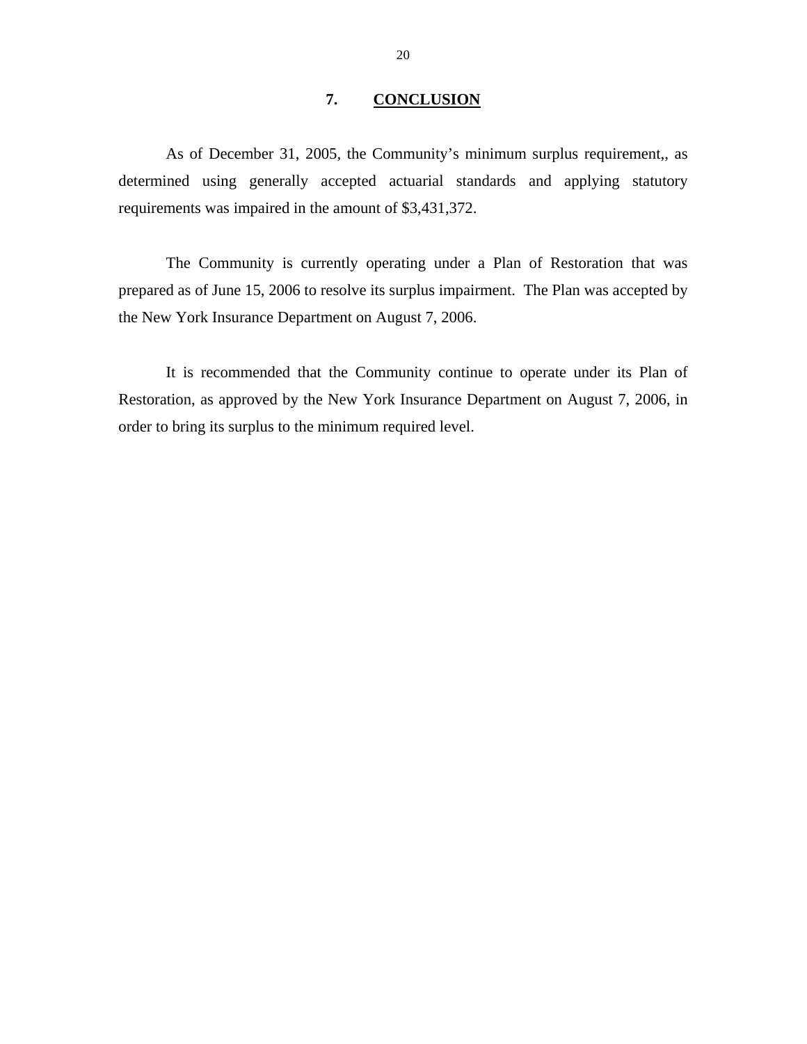## 7. CONCLUSION

As of December 31, 2005, the Community's minimum surplus requirement,, as determined using generally accepted actuarial standards and applying statutory requirements was impaired in the amount of $3,431,372.

The Community is currently operating under a Plan of Restoration that was prepared as of June 15, 2006 to resolve its surplus impairment. The Plan was accepted by the New York Insurance Department on August 7, 2006.

It is recommended that the Community continue to operate under its Plan of Restoration, as approved by the New York Insurance Department on August 7, 2006, in order to bring its surplus to the minimum required level.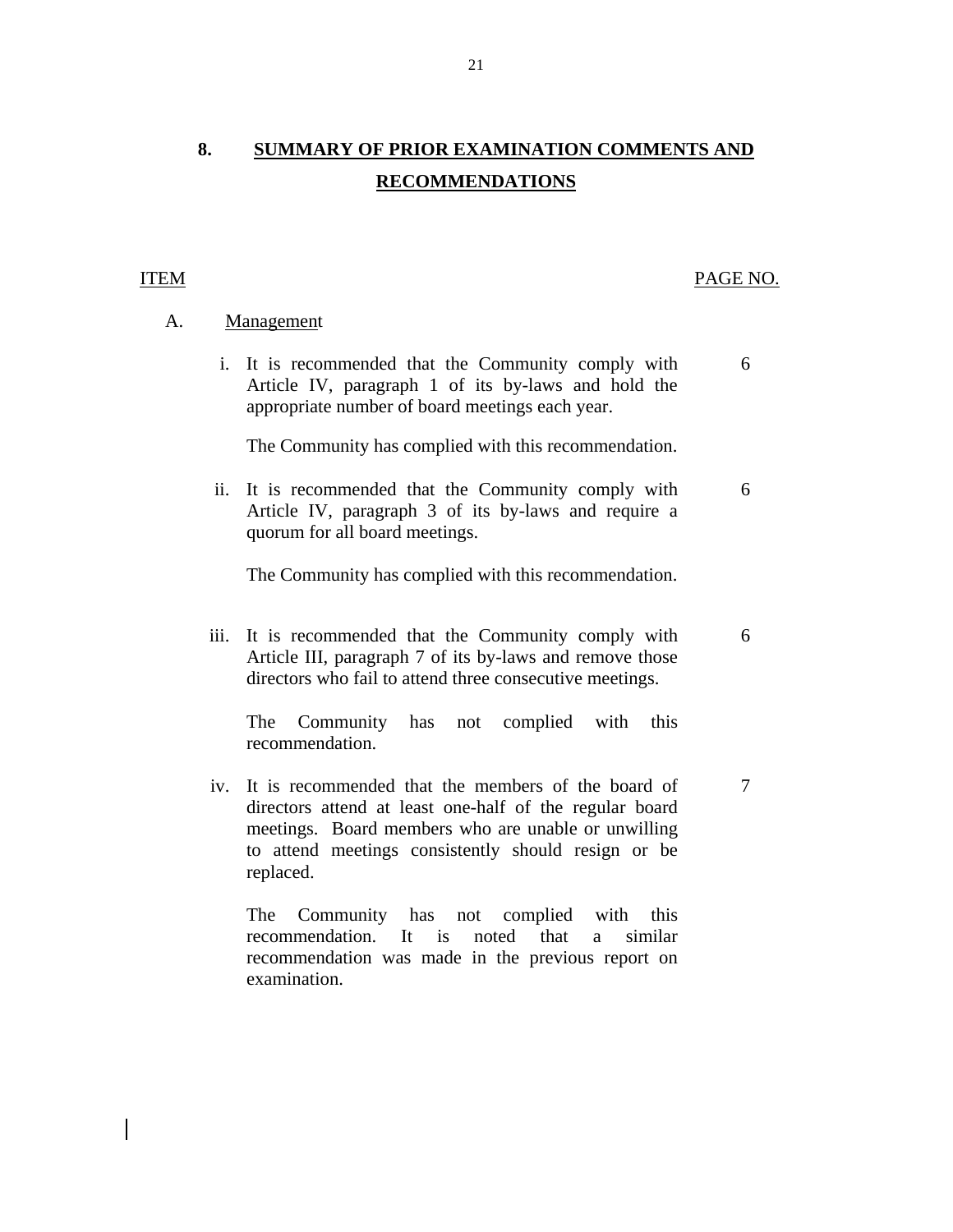## 8. SUMMARY OF PRIOR EXAMINATION COMMENTS AND RECOMMENDATIONS

| ITEM | | PAGE NO. |
|---|---|---|
| A. | Management | |
| i. | It is recommended that the Community comply with Article IV, paragraph 1 of its by-laws and hold the appropriate number of board meetings each year.<br><br>The Community has complied with this recommendation. | 6 |
| ii. | It is recommended that the Community comply with Article IV, paragraph 3 of its by-laws and require a quorum for all board meetings.<br><br>The Community has complied with this recommendation. | 6 |
| iii. | It is recommended that the Community comply with Article III, paragraph 7 of its by-laws and remove those directors who fail to attend three consecutive meetings.<br><br>The Community has not complied with this recommendation. | 6 |
| iv. | It is recommended that the members of the board of directors attend at least one-half of the regular board meetings. Board members who are unable or unwilling to attend meetings consistently should resign or be replaced.<br><br>The Community has not complied with this recommendation. It is noted that a similar recommendation was made in the previous report on examination. | 7 |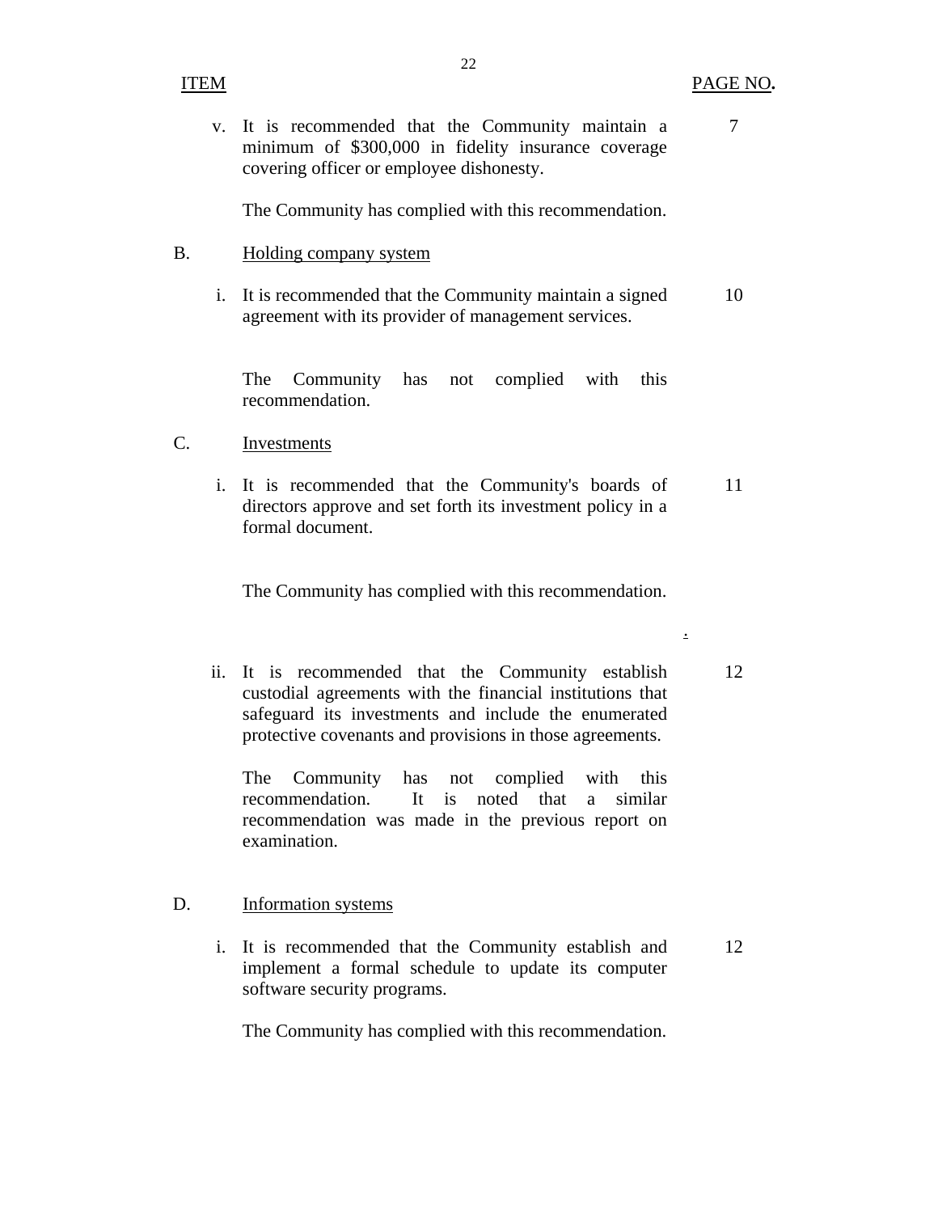| ITEM | | PAGE NO. |
|---|---|---|
| v. | It is recommended that the Community maintain a minimum of $300,000 in fidelity insurance coverage covering officer or employee dishonesty.<br><br>The Community has complied with this recommendation. | 7 |
| B. | Holding company system | |
| i. | It is recommended that the Community maintain a signed agreement with its provider of management services.<br><br>The Community has not complied with this recommendation. | 10 |
| C. | Investments | |
| i. | It is recommended that the Community's boards of directors approve and set forth its investment policy in a formal document.<br><br>The Community has complied with this recommendation. | 11 |
| ii. | It is recommended that the Community establish custodial agreements with the financial institutions that safeguard its investments and include the enumerated protective covenants and provisions in those agreements.<br><br>The Community has not complied with this recommendation. It is noted that a similar recommendation was made in the previous report on examination. | 12 |
| D. | Information systems | |
| i. | It is recommended that the Community establish and implement a formal schedule to update its computer software security programs.<br><br>The Community has complied with this recommendation. | 12 |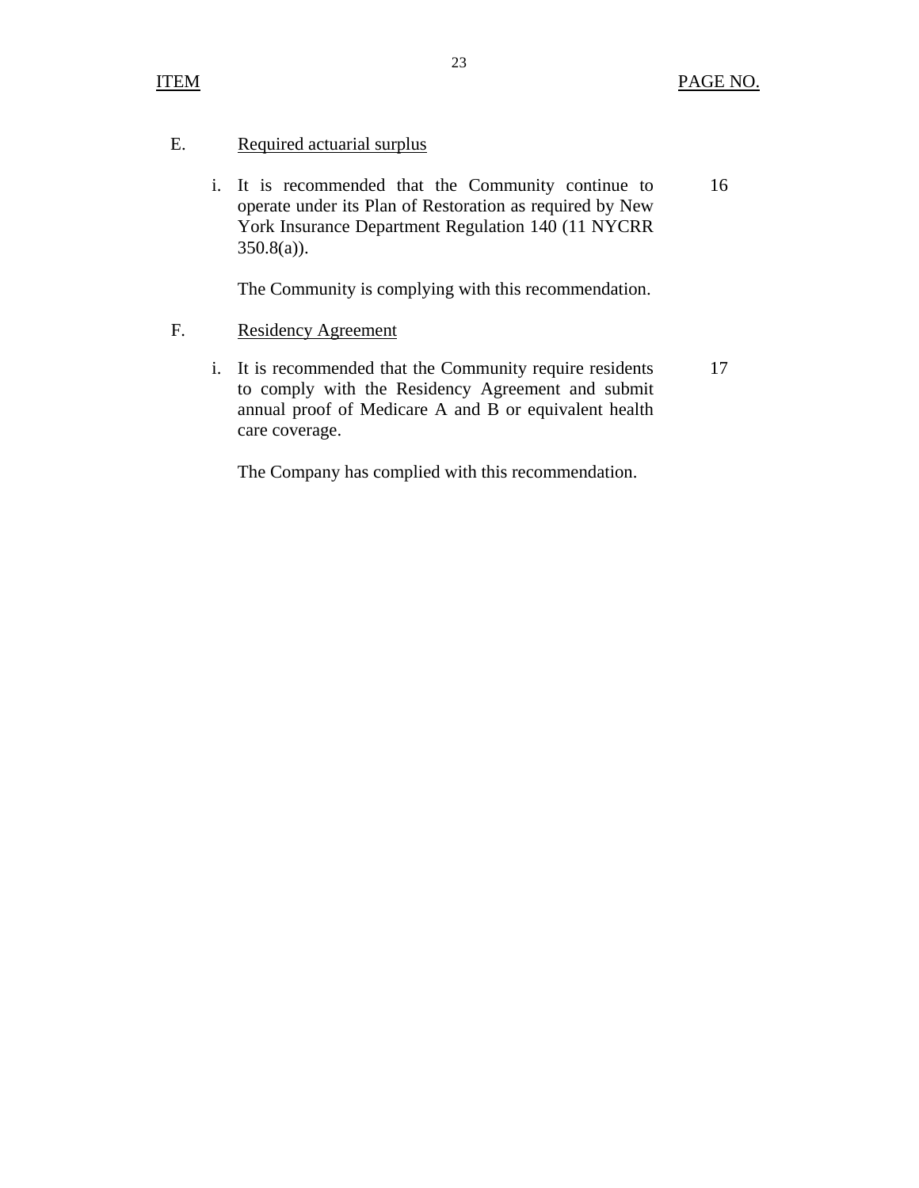| ITEM | | PAGE NO. |
|---|---|---|
| E. | Required actuarial surplus | |
| | i. It is recommended that the Community continue to operate under its Plan of Restoration as required by New York Insurance Department Regulation 140 (11 NYCRR 350.8(a)). | 16 |
| | The Community is complying with this recommendation. | |
| F. | Residency Agreement | |
| | i. It is recommended that the Community require residents to comply with the Residency Agreement and submit annual proof of Medicare A and B or equivalent health care coverage. | 17 |
| | The Company has complied with this recommendation. | |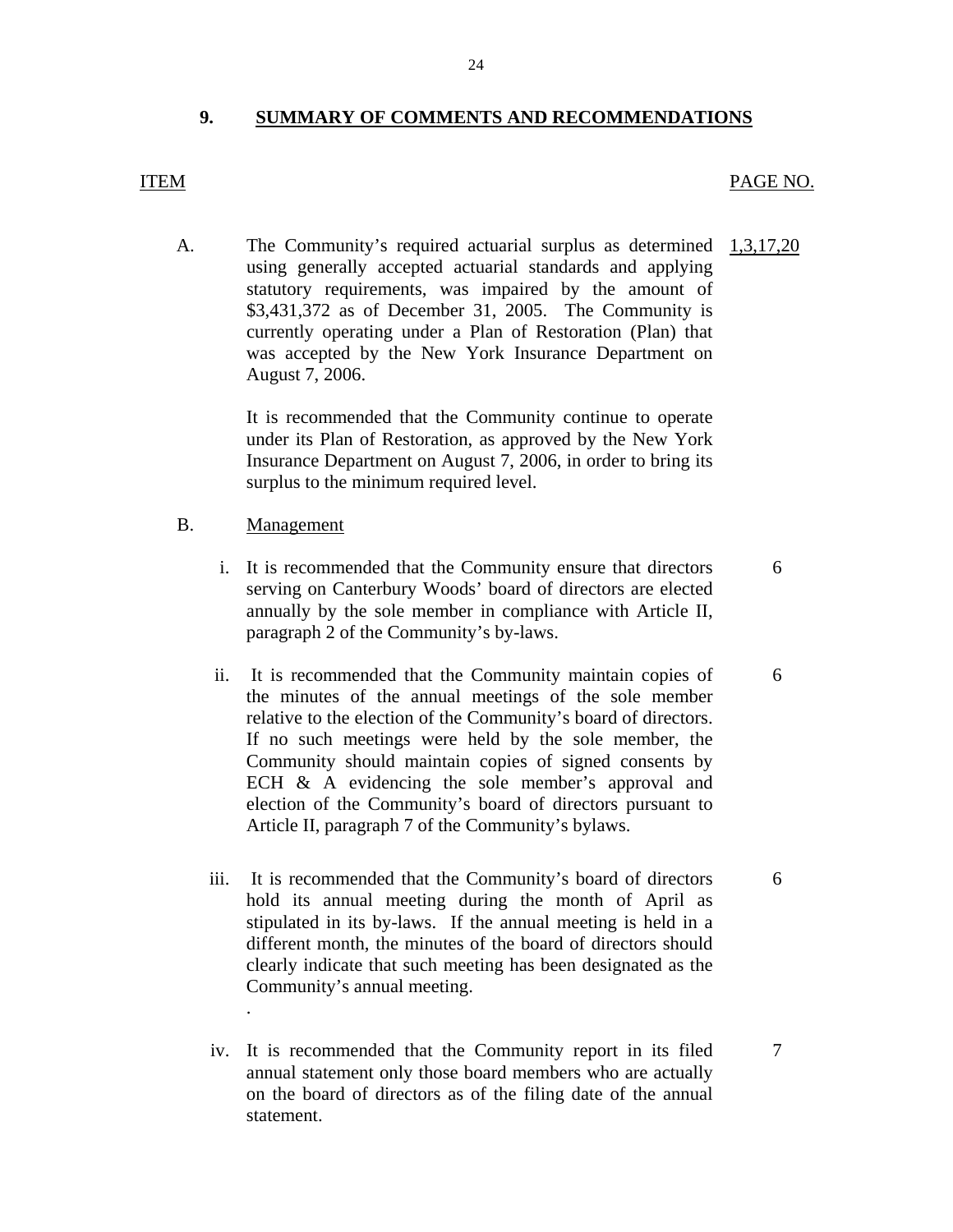## 9. SUMMARY OF COMMENTS AND RECOMMENDATIONS

| ITEM | | PAGE NO. |
|---|---|---|
| A. | The Community's required actuarial surplus as determined using generally accepted actuarial standards and applying statutory requirements, was impaired by the amount of $3,431,372 as of December 31, 2005. The Community is currently operating under a Plan of Restoration (Plan) that was accepted by the New York Insurance Department on August 7, 2006.<br><br>It is recommended that the Community continue to operate under its Plan of Restoration, as approved by the New York Insurance Department on August 7, 2006, in order to bring its surplus to the minimum required level. | 1,3,17,20 |
| B. | Management | |
| i. | It is recommended that the Community ensure that directors serving on Canterbury Woods' board of directors are elected annually by the sole member in compliance with Article II, paragraph 2 of the Community's by-laws. | 6 |
| ii. | It is recommended that the Community maintain copies of the minutes of the annual meetings of the sole member relative to the election of the Community's board of directors. If no such meetings were held by the sole member, the Community should maintain copies of signed consents by ECH & A evidencing the sole member's approval and election of the Community's board of directors pursuant to Article II, paragraph 7 of the Community's bylaws. | 6 |
| iii. | It is recommended that the Community's board of directors hold its annual meeting during the month of April as stipulated in its by-laws. If the annual meeting is held in a different month, the minutes of the board of directors should clearly indicate that such meeting has been designated as the Community's annual meeting. | 6 |
| iv. | It is recommended that the Community report in its filed annual statement only those board members who are actually on the board of directors as of the filing date of the annual statement. | 7 |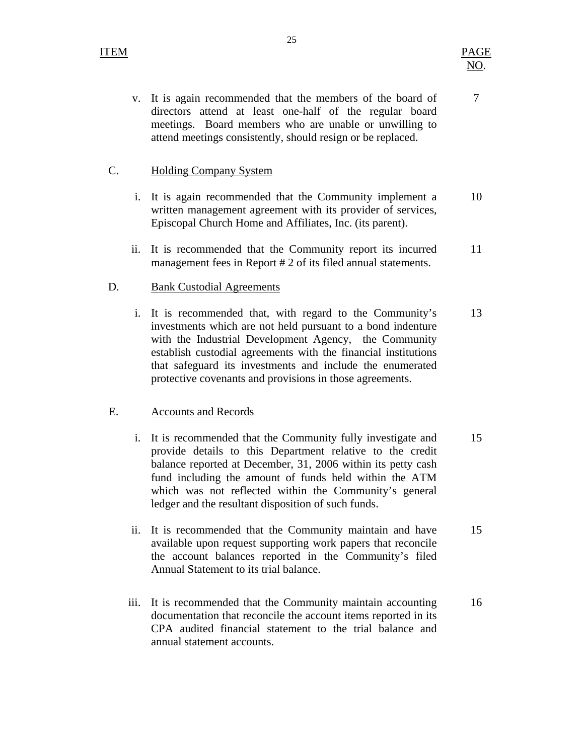| ITEM | | PAGE NO. |
|---|---|---|
| | v. It is again recommended that the members of the board of directors attend at least one-half of the regular board meetings. Board members who are unable or unwilling to attend meetings consistently, should resign or be replaced. | 7 |
| C. | Holding Company System | |
| | i. It is again recommended that the Community implement a written management agreement with its provider of services, Episcopal Church Home and Affiliates, Inc. (its parent). | 10 |
| | ii. It is recommended that the Community report its incurred management fees in Report # 2 of its filed annual statements. | 11 |
| D. | Bank Custodial Agreements | |
| | i. It is recommended that, with regard to the Community's investments which are not held pursuant to a bond indenture with the Industrial Development Agency, the Community establish custodial agreements with the financial institutions that safeguard its investments and include the enumerated protective covenants and provisions in those agreements. | 13 |
| E. | Accounts and Records | |
| | i. It is recommended that the Community fully investigate and provide details to this Department relative to the credit balance reported at December, 31, 2006 within its petty cash fund including the amount of funds held within the ATM which was not reflected within the Community's general ledger and the resultant disposition of such funds. | 15 |
| | ii. It is recommended that the Community maintain and have available upon request supporting work papers that reconcile the account balances reported in the Community's filed Annual Statement to its trial balance. | 15 |
| | iii. It is recommended that the Community maintain accounting documentation that reconcile the account items reported in its CPA audited financial statement to the trial balance and annual statement accounts. | 16 |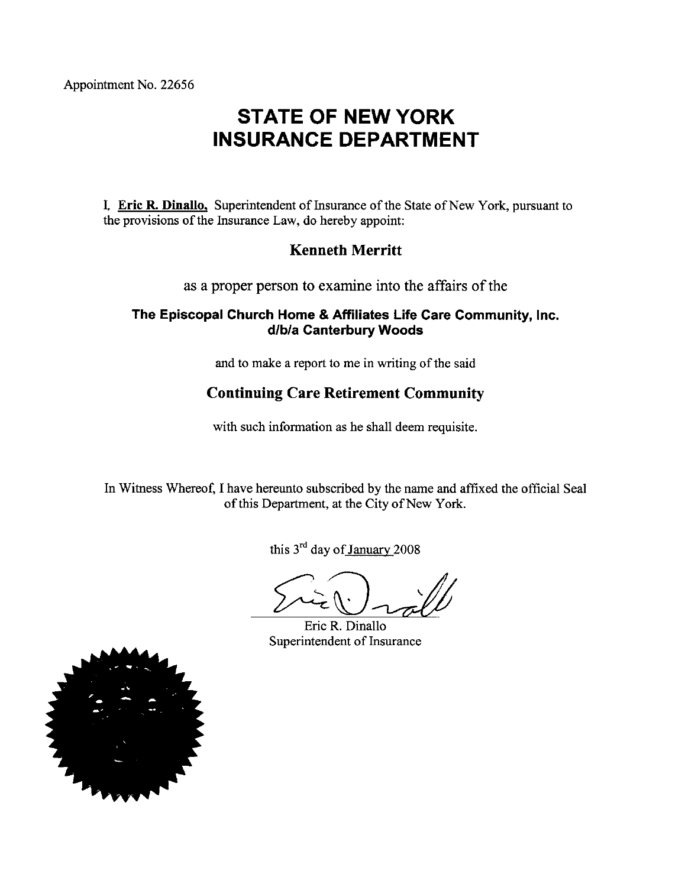Appointment No. 22656

# STATE OF NEW YORK
# INSURANCE DEPARTMENT

I, **Eric R. Dinallo,** Superintendent of Insurance of the State of New York, pursuant to the provisions of the Insurance Law, do hereby appoint:

**Kenneth Merritt**

as a proper person to examine into the affairs of the

**The Episcopal Church Home & Affiliates Life Care Community, Inc.**
**d/b/a Canterbury Woods**

and to make a report to me in writing of the said

**Continuing Care Retirement Community**

with such information as he shall deem requisite.

In Witness Whereof, I have hereunto subscribed by the name and affixed the official Seal of this Department, at the City of New York.

this 3rd day of January 2008

Eric R. Dinallo
Superintendent of Insurance